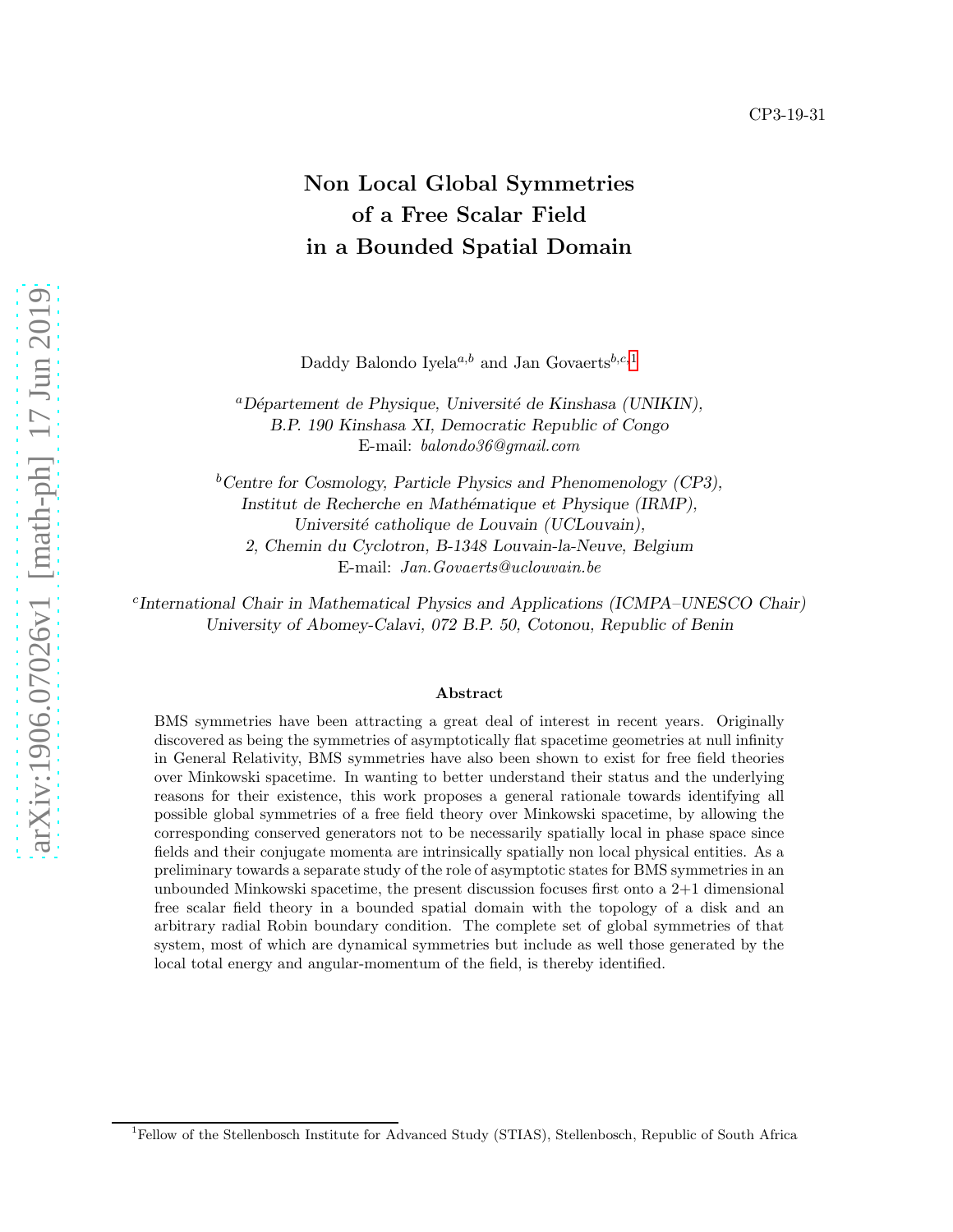CP3-19-31

# Non Local Global Symmetries of a Free Scalar Field in a Bounded Spatial Domain

Daddy Balondo Iyela[a,b] and Jan Govaerts[b,c,1]

[a] *Département de Physique, Université de Kinshasa (UNIKIN), B.P. 190 Kinshasa XI, Democratic Republic of Congo*
E-mail: *balondo36@gmail.com*

[b] *Centre for Cosmology, Particle Physics and Phenomenology (CP3), Institut de Recherche en Mathématique et Physique (IRMP), Université catholique de Louvain (UCLouvain), 2, Chemin du Cyclotron, B-1348 Louvain-la-Neuve, Belgium*
E-mail: *Jan.Govaerts@uclouvain.be*

[c] *International Chair in Mathematical Physics and Applications (ICMPA–UNESCO Chair) University of Abomey-Calavi, 072 B.P. 50, Cotonou, Republic of Benin*

### Abstract

BMS symmetries have been attracting a great deal of interest in recent years. Originally discovered as being the symmetries of asymptotically flat spacetime geometries at null infinity in General Relativity, BMS symmetries have also been shown to exist for free field theories over Minkowski spacetime. In wanting to better understand their status and the underlying reasons for their existence, this work proposes a general rationale towards identifying all possible global symmetries of a free field theory over Minkowski spacetime, by allowing the corresponding conserved generators not to be necessarily spatially local in phase space since fields and their conjugate momenta are intrinsically spatially non local physical entities. As a preliminary towards a separate study of the role of asymptotic states for BMS symmetries in an unbounded Minkowski spacetime, the present discussion focuses first onto a 2+1 dimensional free scalar field theory in a bounded spatial domain with the topology of a disk and an arbitrary radial Robin boundary condition. The complete set of global symmetries of that system, most of which are dynamical symmetries but include as well those generated by the local total energy and angular-momentum of the field, is thereby identified.

[1] Fellow of the Stellenbosch Institute for Advanced Study (STIAS), Stellenbosch, Republic of South Africa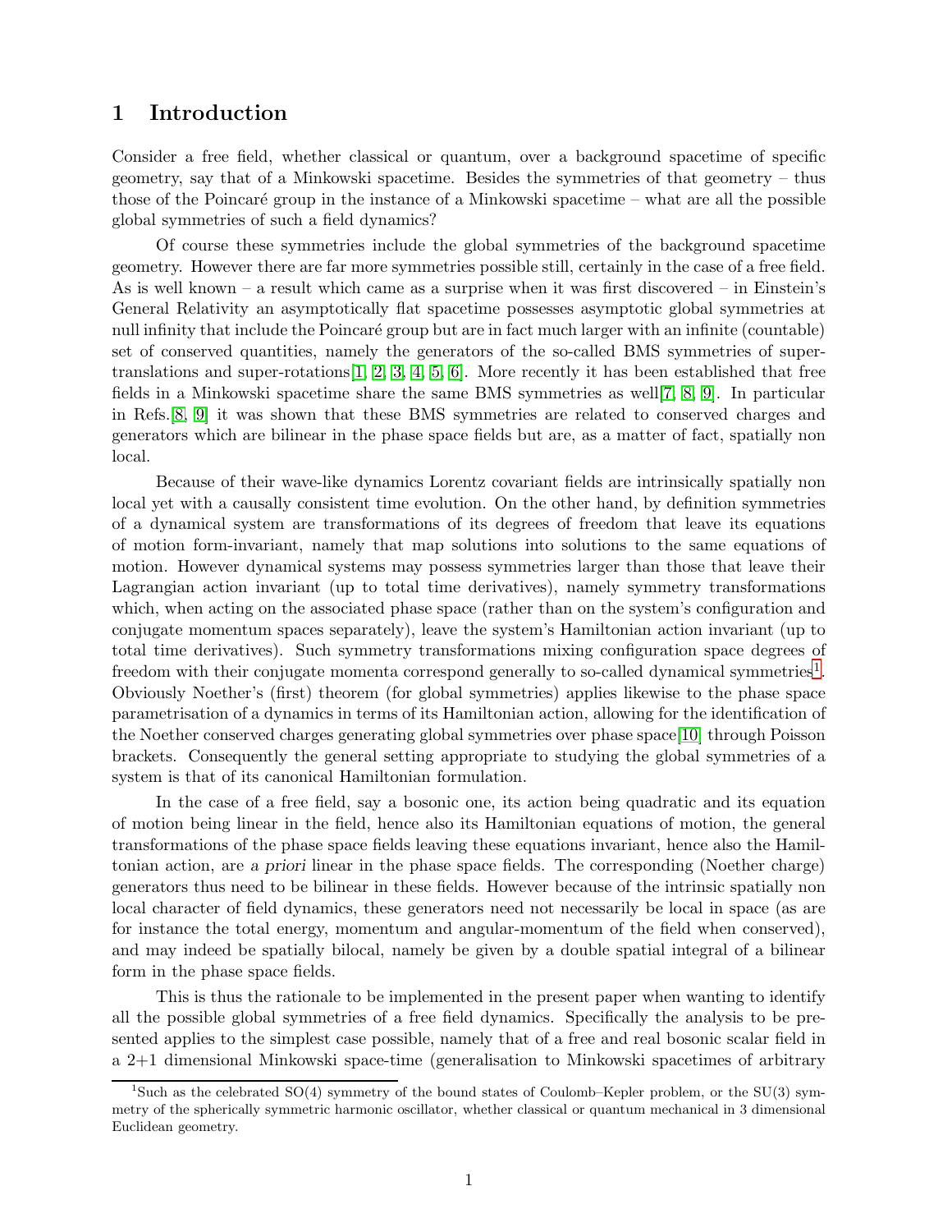# 1 Introduction

Consider a free field, whether classical or quantum, over a background spacetime of specific geometry, say that of a Minkowski spacetime. Besides the symmetries of that geometry – thus those of the Poincaré group in the instance of a Minkowski spacetime – what are all the possible global symmetries of such a field dynamics?

Of course these symmetries include the global symmetries of the background spacetime geometry. However there are far more symmetries possible still, certainly in the case of a free field. As is well known – a result which came as a surprise when it was first discovered – in Einstein's General Relativity an asymptotically flat spacetime possesses asymptotic global symmetries at null infinity that include the Poincaré group but are in fact much larger with an infinite (countable) set of conserved quantities, namely the generators of the so-called BMS symmetries of super-translations and super-rotations[1, 2, 3, 4, 5, 6]. More recently it has been established that free fields in a Minkowski spacetime share the same BMS symmetries as well[7, 8, 9]. In particular in Refs.[8, 9] it was shown that these BMS symmetries are related to conserved charges and generators which are bilinear in the phase space fields but are, as a matter of fact, spatially non local.

Because of their wave-like dynamics Lorentz covariant fields are intrinsically spatially non local yet with a causally consistent time evolution. On the other hand, by definition symmetries of a dynamical system are transformations of its degrees of freedom that leave its equations of motion form-invariant, namely that map solutions into solutions to the same equations of motion. However dynamical systems may possess symmetries larger than those that leave their Lagrangian action invariant (up to total time derivatives), namely symmetry transformations which, when acting on the associated phase space (rather than on the system's configuration and conjugate momentum spaces separately), leave the system's Hamiltonian action invariant (up to total time derivatives). Such symmetry transformations mixing configuration space degrees of freedom with their conjugate momenta correspond generally to so-called dynamical symmetries[1]. Obviously Noether's (first) theorem (for global symmetries) applies likewise to the phase space parametrisation of a dynamics in terms of its Hamiltonian action, allowing for the identification of the Noether conserved charges generating global symmetries over phase space[10] through Poisson brackets. Consequently the general setting appropriate to studying the global symmetries of a system is that of its canonical Hamiltonian formulation.

In the case of a free field, say a bosonic one, its action being quadratic and its equation of motion being linear in the field, hence also its Hamiltonian equations of motion, the general transformations of the phase space fields leaving these equations invariant, hence also the Hamiltonian action, are *a priori* linear in the phase space fields. The corresponding (Noether charge) generators thus need to be bilinear in these fields. However because of the intrinsic spatially non local character of field dynamics, these generators need not necessarily be local in space (as are for instance the total energy, momentum and angular-momentum of the field when conserved), and may indeed be spatially bilocal, namely be given by a double spatial integral of a bilinear form in the phase space fields.

This is thus the rationale to be implemented in the present paper when wanting to identify all the possible global symmetries of a free field dynamics. Specifically the analysis to be presented applies to the simplest case possible, namely that of a free and real bosonic scalar field in a 2+1 dimensional Minkowski space-time (generalisation to Minkowski spacetimes of arbitrary

[1] Such as the celebrated SO(4) symmetry of the bound states of Coulomb–Kepler problem, or the SU(3) symmetry of the spherically symmetric harmonic oscillator, whether classical or quantum mechanical in 3 dimensional Euclidean geometry.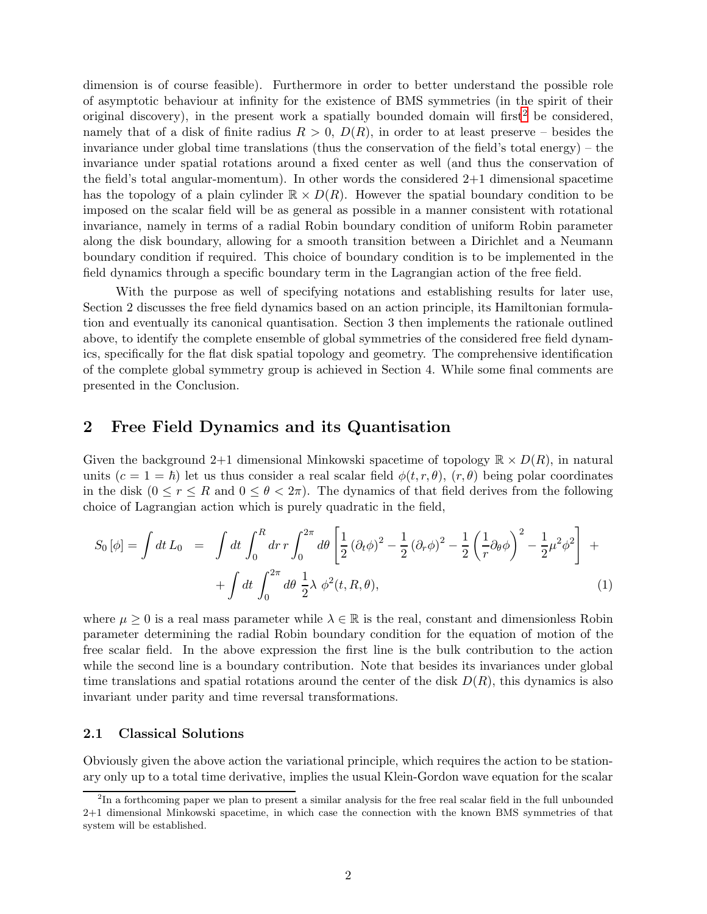dimension is of course feasible). Furthermore in order to better understand the possible role of asymptotic behaviour at infinity for the existence of BMS symmetries (in the spirit of their original discovery), in the present work a spatially bounded domain will first[2] be considered, namely that of a disk of finite radius $R > 0$, $D(R)$, in order to at least preserve – besides the invariance under global time translations (thus the conservation of the field's total energy) – the invariance under spatial rotations around a fixed center as well (and thus the conservation of the field's total angular-momentum). In other words the considered 2+1 dimensional spacetime has the topology of a plain cylinder $\mathbb{R} \times D(R)$. However the spatial boundary condition to be imposed on the scalar field will be as general as possible in a manner consistent with rotational invariance, namely in terms of a radial Robin boundary condition of uniform Robin parameter along the disk boundary, allowing for a smooth transition between a Dirichlet and a Neumann boundary condition if required. This choice of boundary condition is to be implemented in the field dynamics through a specific boundary term in the Lagrangian action of the free field.

With the purpose as well of specifying notations and establishing results for later use, Section 2 discusses the free field dynamics based on an action principle, its Hamiltonian formulation and eventually its canonical quantisation. Section 3 then implements the rationale outlined above, to identify the complete ensemble of global symmetries of the considered free field dynamics, specifically for the flat disk spatial topology and geometry. The comprehensive identification of the complete global symmetry group is achieved in Section 4. While some final comments are presented in the Conclusion.

## 2 Free Field Dynamics and its Quantisation

Given the background 2+1 dimensional Minkowski spacetime of topology $\mathbb{R} \times D(R)$, in natural units ($c = 1 = \hbar$) let us thus consider a real scalar field $\phi(t, r, \theta)$, $(r, \theta)$ being polar coordinates in the disk ($0 \leq r \leq R$ and $0 \leq \theta < 2\pi$). The dynamics of that field derives from the following choice of Lagrangian action which is purely quadratic in the field,

$$
\begin{aligned}
S_0[\phi] = \int dt\, L_0 \;\; &= \;\; \int dt \int_0^R dr\, r \int_0^{2\pi} d\theta \left[ \frac{1}{2} \left(\partial_t \phi\right)^2 - \frac{1}{2} \left(\partial_r \phi\right)^2 - \frac{1}{2} \left( \frac{1}{r} \partial_\theta \phi \right)^2 - \frac{1}{2} \mu^2 \phi^2 \right] \; + \\
&\quad + \int dt \int_0^{2\pi} d\theta \, \frac{1}{2} \lambda \; \phi^2(t, R, \theta), \qquad\qquad (1)
\end{aligned}
$$

where $\mu \geq 0$ is a real mass parameter while $\lambda \in \mathbb{R}$ is the real, constant and dimensionless Robin parameter determining the radial Robin boundary condition for the equation of motion of the free scalar field. In the above expression the first line is the bulk contribution to the action while the second line is a boundary contribution. Note that besides its invariances under global time translations and spatial rotations around the center of the disk $D(R)$, this dynamics is also invariant under parity and time reversal transformations.

### 2.1 Classical Solutions

Obviously given the above action the variational principle, which requires the action to be stationary only up to a total time derivative, implies the usual Klein-Gordon wave equation for the scalar

[2] In a forthcoming paper we plan to present a similar analysis for the free real scalar field in the full unbounded 2+1 dimensional Minkowski spacetime, in which case the connection with the known BMS symmetries of that system will be established.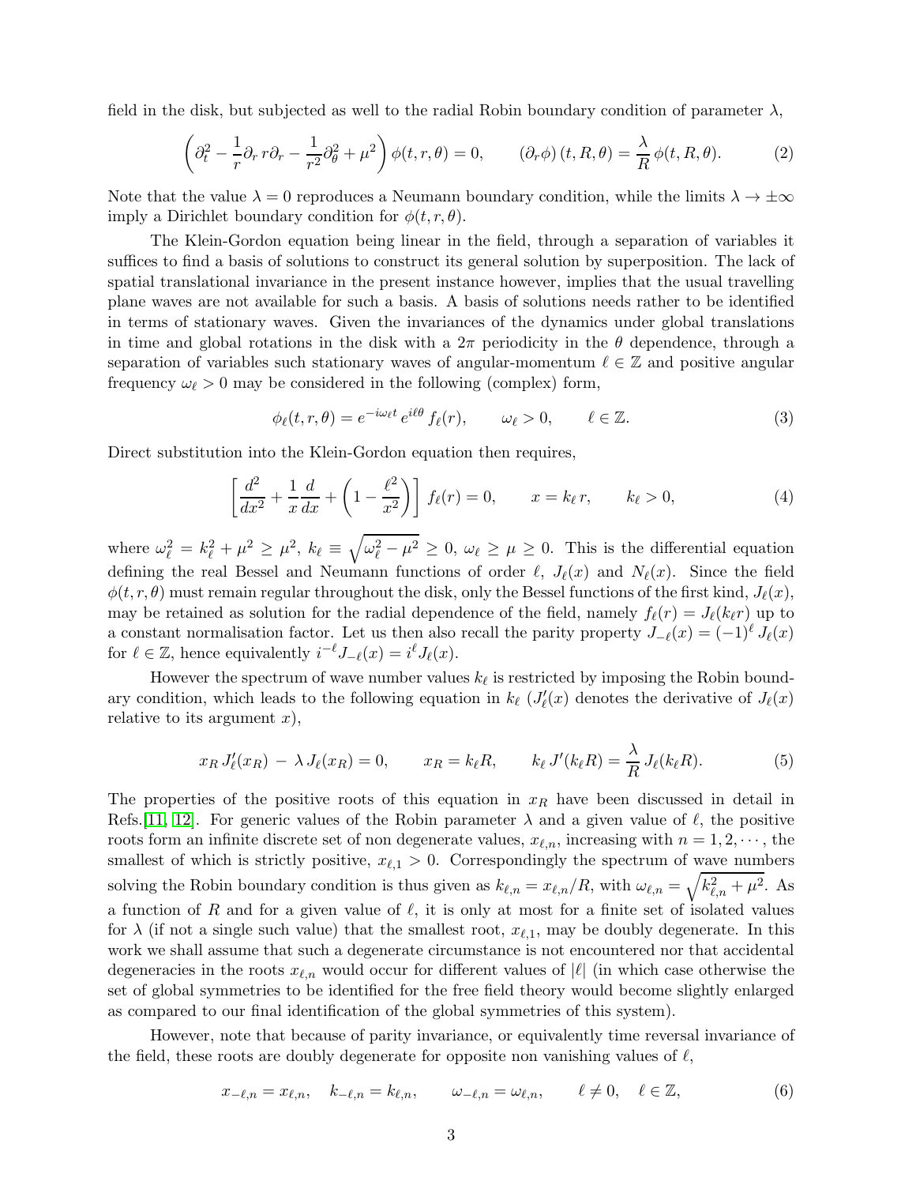field in the disk, but subjected as well to the radial Robin boundary condition of parameter $\lambda$,

$$\left(\partial_t^2 - \frac{1}{r}\partial_r\, r\partial_r - \frac{1}{r^2}\partial_\theta^2 + \mu^2\right)\phi(t,r,\theta) = 0, \qquad \left(\partial_r\phi\right)(t,R,\theta) = \frac{\lambda}{R}\,\phi(t,R,\theta). \tag{2}$$

Note that the value $\lambda = 0$ reproduces a Neumann boundary condition, while the limits $\lambda \to \pm\infty$ imply a Dirichlet boundary condition for $\phi(t,r,\theta)$.

The Klein-Gordon equation being linear in the field, through a separation of variables it suffices to find a basis of solutions to construct its general solution by superposition. The lack of spatial translational invariance in the present instance however, implies that the usual travelling plane waves are not available for such a basis. A basis of solutions needs rather to be identified in terms of stationary waves. Given the invariances of the dynamics under global translations in time and global rotations in the disk with a $2\pi$ periodicity in the $\theta$ dependence, through a separation of variables such stationary waves of angular-momentum $\ell \in \mathbb{Z}$ and positive angular frequency $\omega_\ell > 0$ may be considered in the following (complex) form,

$$\phi_\ell(t,r,\theta) = e^{-i\omega_\ell t}\, e^{i\ell\theta}\, f_\ell(r), \qquad \omega_\ell > 0, \qquad \ell \in \mathbb{Z}. \tag{3}$$

Direct substitution into the Klein-Gordon equation then requires,

$$\left[\frac{d^2}{dx^2} + \frac{1}{x}\frac{d}{dx} + \left(1 - \frac{\ell^2}{x^2}\right)\right] f_\ell(r) = 0, \qquad x = k_\ell\, r, \qquad k_\ell > 0, \tag{4}$$

where $\omega_\ell^2 = k_\ell^2 + \mu^2 \geq \mu^2$, $k_\ell \equiv \sqrt{\omega_\ell^2 - \mu^2} \geq 0$, $\omega_\ell \geq \mu \geq 0$. This is the differential equation defining the real Bessel and Neumann functions of order $\ell$, $J_\ell(x)$ and $N_\ell(x)$. Since the field $\phi(t,r,\theta)$ must remain regular throughout the disk, only the Bessel functions of the first kind, $J_\ell(x)$, may be retained as solution for the radial dependence of the field, namely $f_\ell(r) = J_\ell(k_\ell r)$ up to a constant normalisation factor. Let us then also recall the parity property $J_{-\ell}(x) = (-1)^\ell\, J_\ell(x)$ for $\ell \in \mathbb{Z}$, hence equivalently $i^{-\ell} J_{-\ell}(x) = i^\ell J_\ell(x)$.

However the spectrum of wave number values $k_\ell$ is restricted by imposing the Robin boundary condition, which leads to the following equation in $k_\ell$ ($J'_\ell(x)$ denotes the derivative of $J_\ell(x)$ relative to its argument $x$),

$$x_R\, J'_\ell(x_R) \,-\, \lambda\, J_\ell(x_R) = 0, \qquad x_R = k_\ell R, \qquad k_\ell\, J'(k_\ell R) = \frac{\lambda}{R}\, J_\ell(k_\ell R). \tag{5}$$

The properties of the positive roots of this equation in $x_R$ have been discussed in detail in Refs.[11, 12]. For generic values of the Robin parameter $\lambda$ and a given value of $\ell$, the positive roots form an infinite discrete set of non degenerate values, $x_{\ell,n}$, increasing with $n = 1, 2, \cdots$, the smallest of which is strictly positive, $x_{\ell,1} > 0$. Correspondingly the spectrum of wave numbers solving the Robin boundary condition is thus given as $k_{\ell,n} = x_{\ell,n}/R$, with $\omega_{\ell,n} = \sqrt{k_{\ell,n}^2 + \mu^2}$. As a function of $R$ and for a given value of $\ell$, it is only at most for a finite set of isolated values for $\lambda$ (if not a single such value) that the smallest root, $x_{\ell,1}$, may be doubly degenerate. In this work we shall assume that such a degenerate circumstance is not encountered nor that accidental degeneracies in the roots $x_{\ell,n}$ would occur for different values of $|\ell|$ (in which case otherwise the set of global symmetries to be identified for the free field theory would become slightly enlarged as compared to our final identification of the global symmetries of this system).

However, note that because of parity invariance, or equivalently time reversal invariance of the field, these roots are doubly degenerate for opposite non vanishing values of $\ell$,

$$x_{-\ell,n} = x_{\ell,n}, \quad k_{-\ell,n} = k_{\ell,n}, \qquad \omega_{-\ell,n} = \omega_{\ell,n}, \qquad \ell \neq 0, \quad \ell \in \mathbb{Z}, \tag{6}$$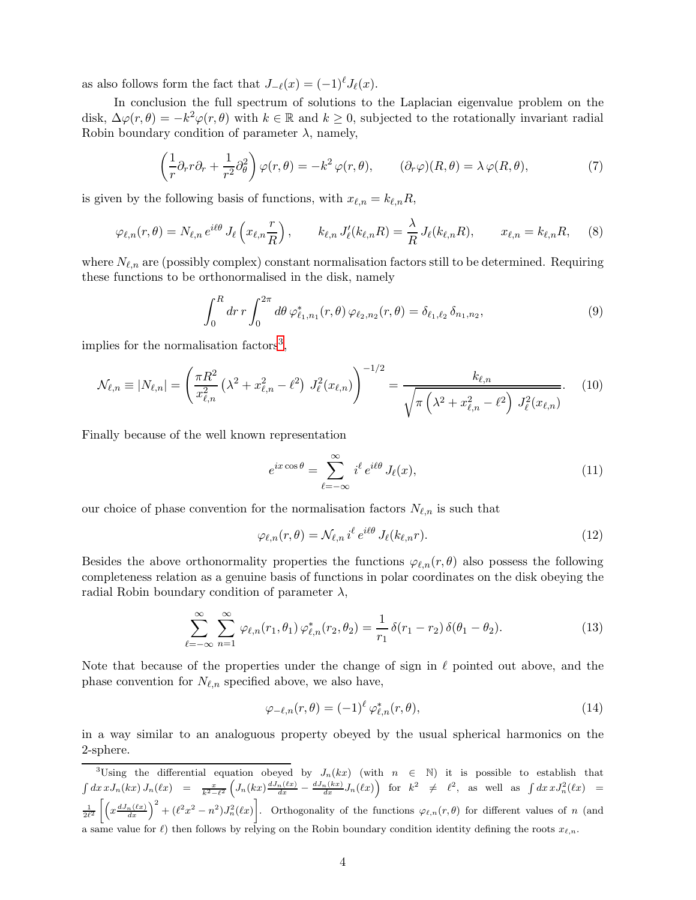as also follows form the fact that $J_{-\ell}(x) = (-1)^\ell J_\ell(x)$.

In conclusion the full spectrum of solutions to the Laplacian eigenvalue problem on the disk, $\Delta\varphi(r,\theta) = -k^2\varphi(r,\theta)$ with $k \in \mathbb{R}$ and $k \geq 0$, subjected to the rotationally invariant radial Robin boundary condition of parameter $\lambda$, namely,

$$\left(\frac{1}{r}\partial_r r \partial_r + \frac{1}{r^2}\partial_\theta^2\right)\varphi(r,\theta) = -k^2\,\varphi(r,\theta), \qquad (\partial_r\varphi)(R,\theta) = \lambda\,\varphi(R,\theta), \tag{7}$$

is given by the following basis of functions, with $x_{\ell,n} = k_{\ell,n}R$,

$$\varphi_{\ell,n}(r,\theta) = N_{\ell,n}\,e^{i\ell\theta}\,J_\ell\left(x_{\ell,n}\frac{r}{R}\right), \qquad k_{\ell,n}\,J'_\ell(k_{\ell,n}R) = \frac{\lambda}{R}\,J_\ell(k_{\ell,n}R), \qquad x_{\ell,n} = k_{\ell,n}R, \tag{8}$$

where $N_{\ell,n}$ are (possibly complex) constant normalisation factors still to be determined. Requiring these functions to be orthonormalised in the disk, namely

$$\int_0^R dr\,r\int_0^{2\pi} d\theta\,\varphi^*_{\ell_1,n_1}(r,\theta)\,\varphi_{\ell_2,n_2}(r,\theta) = \delta_{\ell_1,\ell_2}\,\delta_{n_1,n_2}, \tag{9}$$

implies for the normalisation factors[3],

$$\mathcal{N}_{\ell,n} \equiv |N_{\ell,n}| = \left(\frac{\pi R^2}{x^2_{\ell,n}}\left(\lambda^2 + x^2_{\ell,n} - \ell^2\right)\,J^2_\ell(x_{\ell,n})\right)^{-1/2} = \frac{k_{\ell,n}}{\sqrt{\pi\left(\lambda^2 + x^2_{\ell,n} - \ell^2\right)\,J^2_\ell(x_{\ell,n})}}. \tag{10}$$

Finally because of the well known representation

$$e^{ix\cos\theta} = \sum_{\ell=-\infty}^{\infty} i^\ell\,e^{i\ell\theta}\,J_\ell(x), \tag{11}$$

our choice of phase convention for the normalisation factors $N_{\ell,n}$ is such that

$$\varphi_{\ell,n}(r,\theta) = \mathcal{N}_{\ell,n}\,i^\ell\,e^{i\ell\theta}\,J_\ell(k_{\ell,n}r). \tag{12}$$

Besides the above orthonormality properties the functions $\varphi_{\ell,n}(r,\theta)$ also possess the following completeness relation as a genuine basis of functions in polar coordinates on the disk obeying the radial Robin boundary condition of parameter $\lambda$,

$$\sum_{\ell=-\infty}^{\infty}\sum_{n=1}^{\infty}\varphi_{\ell,n}(r_1,\theta_1)\,\varphi^*_{\ell,n}(r_2,\theta_2) = \frac{1}{r_1}\,\delta(r_1 - r_2)\,\delta(\theta_1 - \theta_2). \tag{13}$$

Note that because of the properties under the change of sign in $\ell$ pointed out above, and the phase convention for $N_{\ell,n}$ specified above, we also have,

$$\varphi_{-\ell,n}(r,\theta) = (-1)^\ell\,\varphi^*_{\ell,n}(r,\theta), \tag{14}$$

in a way similar to an analoguous property obeyed by the usual spherical harmonics on the 2-sphere.

---

[3] Using the differential equation obeyed by $J_n(kx)$ (with $n \in \mathbb{N}$) it is possible to establish that $\int dx\,xJ_n(kx)\,J_n(\ell x) = \frac{x}{k^2-\ell^2}\left(J_n(kx)\frac{dJ_n(\ell x)}{dx} - \frac{dJ_n(kx)}{dx}J_n(\ell x)\right)$ for $k^2 \neq \ell^2$, as well as $\int dx\,xJ^2_n(\ell x) = \frac{1}{2\ell^2}\left[\left(x\frac{dJ_n(\ell x)}{dx}\right)^2 + (\ell^2x^2 - n^2)J^2_n(\ell x)\right]$. Orthogonality of the functions $\varphi_{\ell,n}(r,\theta)$ for different values of $n$ (and a same value for $\ell$) then follows by relying on the Robin boundary condition identity defining the roots $x_{\ell,n}$.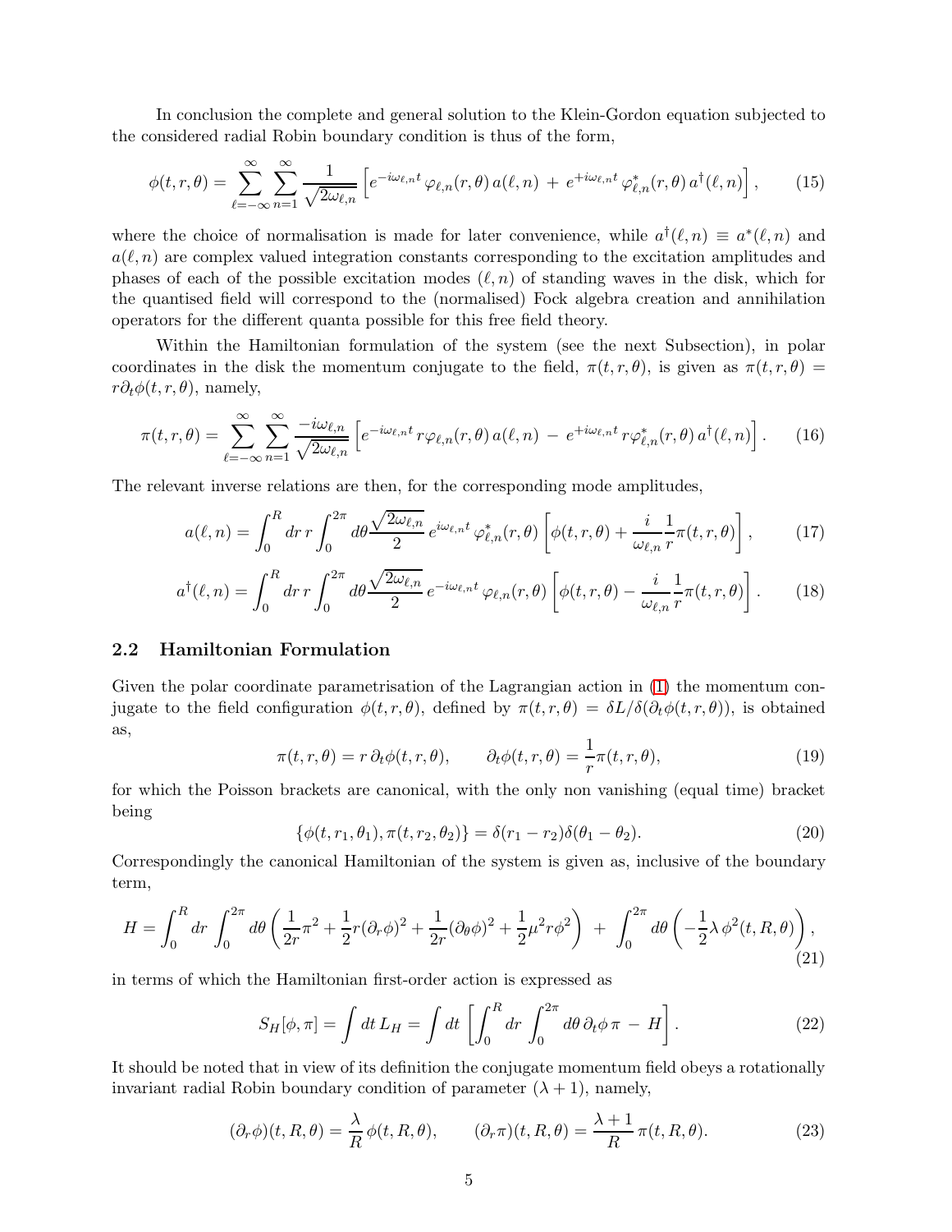In conclusion the complete and general solution to the Klein-Gordon equation subjected to the considered radial Robin boundary condition is thus of the form,

$$\phi(t,r,\theta) = \sum_{\ell=-\infty}^{\infty}\sum_{n=1}^{\infty}\frac{1}{\sqrt{2\omega_{\ell,n}}}\left[e^{-i\omega_{\ell,n}t}\,\varphi_{\ell,n}(r,\theta)\,a(\ell,n)\;+\;e^{+i\omega_{\ell,n}t}\,\varphi^{*}_{\ell,n}(r,\theta)\,a^{\dagger}(\ell,n)\right], \tag{15}$$

where the choice of normalisation is made for later convenience, while $a^{\dagger}(\ell,n)\equiv a^{*}(\ell,n)$ and $a(\ell,n)$ are complex valued integration constants corresponding to the excitation amplitudes and phases of each of the possible excitation modes $(\ell,n)$ of standing waves in the disk, which for the quantised field will correspond to the (normalised) Fock algebra creation and annihilation operators for the different quanta possible for this free field theory.

Within the Hamiltonian formulation of the system (see the next Subsection), in polar coordinates in the disk the momentum conjugate to the field, $\pi(t,r,\theta)$, is given as $\pi(t,r,\theta) = r\partial_t\phi(t,r,\theta)$, namely,

$$\pi(t,r,\theta) = \sum_{\ell=-\infty}^{\infty}\sum_{n=1}^{\infty}\frac{-i\omega_{\ell,n}}{\sqrt{2\omega_{\ell,n}}}\left[e^{-i\omega_{\ell,n}t}\,r\varphi_{\ell,n}(r,\theta)\,a(\ell,n)\;-\;e^{+i\omega_{\ell,n}t}\,r\varphi^{*}_{\ell,n}(r,\theta)\,a^{\dagger}(\ell,n)\right]. \tag{16}$$

The relevant inverse relations are then, for the corresponding mode amplitudes,

$$a(\ell,n) = \int_0^R dr\,r\int_0^{2\pi}d\theta\frac{\sqrt{2\omega_{\ell,n}}}{2}\,e^{i\omega_{\ell,n}t}\,\varphi^{*}_{\ell,n}(r,\theta)\left[\phi(t,r,\theta)+\frac{i}{\omega_{\ell,n}}\frac{1}{r}\pi(t,r,\theta)\right], \tag{17}$$

$$a^{\dagger}(\ell,n) = \int_0^R dr\,r\int_0^{2\pi}d\theta\frac{\sqrt{2\omega_{\ell,n}}}{2}\,e^{-i\omega_{\ell,n}t}\,\varphi_{\ell,n}(r,\theta)\left[\phi(t,r,\theta)-\frac{i}{\omega_{\ell,n}}\frac{1}{r}\pi(t,r,\theta)\right]. \tag{18}$$

## 2.2 Hamiltonian Formulation

Given the polar coordinate parametrisation of the Lagrangian action in (1) the momentum conjugate to the field configuration $\phi(t,r,\theta)$, defined by $\pi(t,r,\theta) = \delta L/\delta(\partial_t\phi(t,r,\theta))$, is obtained as,

$$\pi(t,r,\theta) = r\,\partial_t\phi(t,r,\theta),\qquad \partial_t\phi(t,r,\theta) = \frac{1}{r}\pi(t,r,\theta), \tag{19}$$

for which the Poisson brackets are canonical, with the only non vanishing (equal time) bracket being

$$\{\phi(t,r_1,\theta_1),\pi(t,r_2,\theta_2)\} = \delta(r_1-r_2)\delta(\theta_1-\theta_2). \tag{20}$$

Correspondingly the canonical Hamiltonian of the system is given as, inclusive of the boundary term,

$$H = \int_0^R dr\int_0^{2\pi}d\theta\left(\frac{1}{2r}\pi^2+\frac{1}{2}r(\partial_r\phi)^2+\frac{1}{2r}(\partial_\theta\phi)^2+\frac{1}{2}\mu^2 r\phi^2\right)\;+\;\int_0^{2\pi}d\theta\left(-\frac{1}{2}\lambda\,\phi^2(t,R,\theta)\right), \tag{21}$$

in terms of which the Hamiltonian first-order action is expressed as

$$S_H[\phi,\pi] = \int dt\,L_H = \int dt\,\left[\int_0^R dr\int_0^{2\pi}d\theta\,\partial_t\phi\,\pi\;-\;H\right]. \tag{22}$$

It should be noted that in view of its definition the conjugate momentum field obeys a rotationally invariant radial Robin boundary condition of parameter $(\lambda+1)$, namely,

$$(\partial_r\phi)(t,R,\theta) = \frac{\lambda}{R}\,\phi(t,R,\theta),\qquad (\partial_r\pi)(t,R,\theta) = \frac{\lambda+1}{R}\,\pi(t,R,\theta). \tag{23}$$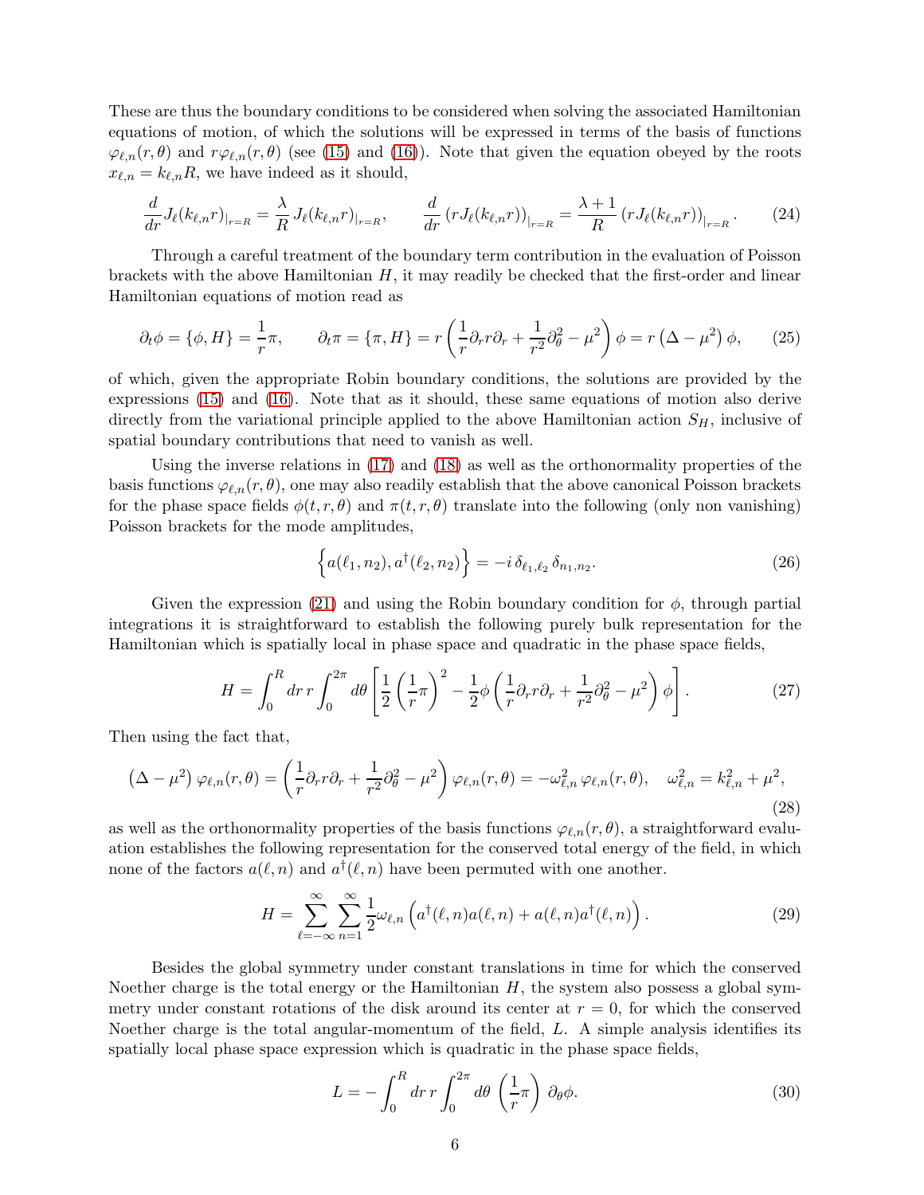These are thus the boundary conditions to be considered when solving the associated Hamiltonian equations of motion, of which the solutions will be expressed in terms of the basis of functions $\varphi_{\ell,n}(r,\theta)$ and $r\varphi_{\ell,n}(r,\theta)$ (see (15) and (16)). Note that given the equation obeyed by the roots $x_{\ell,n} = k_{\ell,n}R$, we have indeed as it should,

$$\frac{d}{dr}J_\ell(k_{\ell,n}r)_{|_{r=R}} = \frac{\lambda}{R}\,J_\ell(k_{\ell,n}r)_{|_{r=R}}, \qquad \frac{d}{dr}\left(rJ_\ell(k_{\ell,n}r)\right)_{|_{r=R}} = \frac{\lambda+1}{R}\left(rJ_\ell(k_{\ell,n}r)\right)_{|_{r=R}}. \tag{24}$$

Through a careful treatment of the boundary term contribution in the evaluation of Poisson brackets with the above Hamiltonian $H$, it may readily be checked that the first-order and linear Hamiltonian equations of motion read as

$$\partial_t\phi = \{\phi, H\} = \frac{1}{r}\pi, \qquad \partial_t\pi = \{\pi, H\} = r\left(\frac{1}{r}\partial_r r\partial_r + \frac{1}{r^2}\partial_\theta^2 - \mu^2\right)\phi = r\left(\Delta - \mu^2\right)\phi, \tag{25}$$

of which, given the appropriate Robin boundary conditions, the solutions are provided by the expressions (15) and (16). Note that as it should, these same equations of motion also derive directly from the variational principle applied to the above Hamiltonian action $S_H$, inclusive of spatial boundary contributions that need to vanish as well.

Using the inverse relations in (17) and (18) as well as the orthonormality properties of the basis functions $\varphi_{\ell,n}(r,\theta)$, one may also readily establish that the above canonical Poisson brackets for the phase space fields $\phi(t,r,\theta)$ and $\pi(t,r,\theta)$ translate into the following (only non vanishing) Poisson brackets for the mode amplitudes,

$$\left\{a(\ell_1,n_2), a^\dagger(\ell_2,n_2)\right\} = -i\,\delta_{\ell_1,\ell_2}\,\delta_{n_1,n_2}. \tag{26}$$

Given the expression (21) and using the Robin boundary condition for $\phi$, through partial integrations it is straightforward to establish the following purely bulk representation for the Hamiltonian which is spatially local in phase space and quadratic in the phase space fields,

$$H = \int_0^R dr\,r\int_0^{2\pi}d\theta\left[\frac{1}{2}\left(\frac{1}{r}\pi\right)^2 - \frac{1}{2}\phi\left(\frac{1}{r}\partial_r r\partial_r + \frac{1}{r^2}\partial_\theta^2 - \mu^2\right)\phi\right]. \tag{27}$$

Then using the fact that,

$$\left(\Delta - \mu^2\right)\varphi_{\ell,n}(r,\theta) = \left(\frac{1}{r}\partial_r r\partial_r + \frac{1}{r^2}\partial_\theta^2 - \mu^2\right)\varphi_{\ell,n}(r,\theta) = -\omega_{\ell,n}^2\,\varphi_{\ell,n}(r,\theta), \quad \omega_{\ell,n}^2 = k_{\ell,n}^2 + \mu^2, \tag{28}$$

as well as the orthonormality properties of the basis functions $\varphi_{\ell,n}(r,\theta)$, a straightforward evaluation establishes the following representation for the conserved total energy of the field, in which none of the factors $a(\ell,n)$ and $a^\dagger(\ell,n)$ have been permuted with one another.

$$H = \sum_{\ell=-\infty}^{\infty}\sum_{n=1}^{\infty}\frac{1}{2}\omega_{\ell,n}\left(a^\dagger(\ell,n)a(\ell,n) + a(\ell,n)a^\dagger(\ell,n)\right). \tag{29}$$

Besides the global symmetry under constant translations in time for which the conserved Noether charge is the total energy or the Hamiltonian $H$, the system also possess a global symmetry under constant rotations of the disk around its center at $r=0$, for which the conserved Noether charge is the total angular-momentum of the field, $L$. A simple analysis identifies its spatially local phase space expression which is quadratic in the phase space fields,

$$L = -\int_0^R dr\,r\int_0^{2\pi}d\theta\,\left(\frac{1}{r}\pi\right)\,\partial_\theta\phi. \tag{30}$$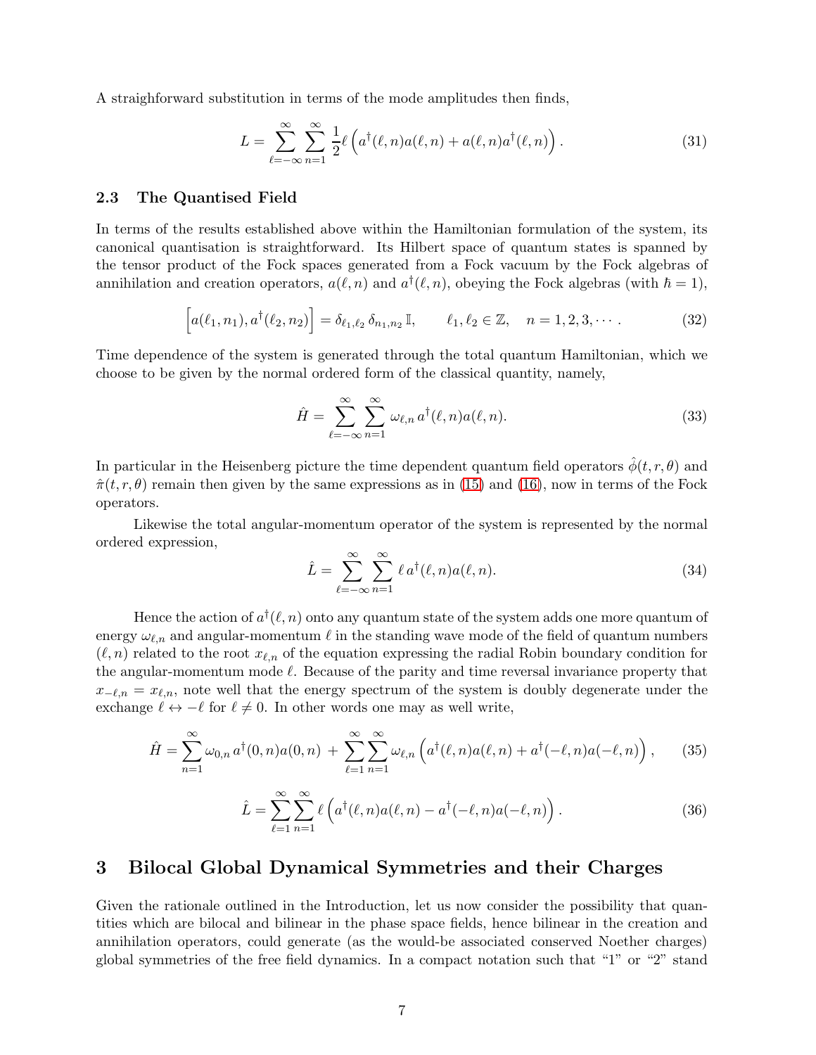A straighforward substitution in terms of the mode amplitudes then finds,

$$L = \sum_{\ell=-\infty}^{\infty} \sum_{n=1}^{\infty} \frac{1}{2} \ell \left( a^\dagger(\ell,n) a(\ell,n) + a(\ell,n) a^\dagger(\ell,n) \right). \tag{31}$$

### 2.3 The Quantised Field

In terms of the results established above within the Hamiltonian formulation of the system, its canonical quantisation is straightforward. Its Hilbert space of quantum states is spanned by the tensor product of the Fock spaces generated from a Fock vacuum by the Fock algebras of annihilation and creation operators, $a(\ell,n)$ and $a^\dagger(\ell,n)$, obeying the Fock algebras (with $\hbar = 1$),

$$\left[ a(\ell_1,n_1), a^\dagger(\ell_2,n_2) \right] = \delta_{\ell_1,\ell_2}\, \delta_{n_1,n_2}\, \mathbb{I}, \qquad \ell_1, \ell_2 \in \mathbb{Z}, \quad n = 1,2,3,\cdots. \tag{32}$$

Time dependence of the system is generated through the total quantum Hamiltonian, which we choose to be given by the normal ordered form of the classical quantity, namely,

$$\hat{H} = \sum_{\ell=-\infty}^{\infty} \sum_{n=1}^{\infty} \omega_{\ell,n}\, a^\dagger(\ell,n) a(\ell,n). \tag{33}$$

In particular in the Heisenberg picture the time dependent quantum field operators $\hat{\phi}(t,r,\theta)$ and $\hat{\pi}(t,r,\theta)$ remain then given by the same expressions as in (15) and (16), now in terms of the Fock operators.

Likewise the total angular-momentum operator of the system is represented by the normal ordered expression,

$$\hat{L} = \sum_{\ell=-\infty}^{\infty} \sum_{n=1}^{\infty} \ell\, a^\dagger(\ell,n) a(\ell,n). \tag{34}$$

Hence the action of $a^\dagger(\ell,n)$ onto any quantum state of the system adds one more quantum of energy $\omega_{\ell,n}$ and angular-momentum $\ell$ in the standing wave mode of the field of quantum numbers $(\ell,n)$ related to the root $x_{\ell,n}$ of the equation expressing the radial Robin boundary condition for the angular-momentum mode $\ell$. Because of the parity and time reversal invariance property that $x_{-\ell,n} = x_{\ell,n}$, note well that the energy spectrum of the system is doubly degenerate under the exchange $\ell \leftrightarrow -\ell$ for $\ell \neq 0$. In other words one may as well write,

$$\hat{H} = \sum_{n=1}^{\infty} \omega_{0,n}\, a^\dagger(0,n) a(0,n) \, + \sum_{\ell=1}^{\infty} \sum_{n=1}^{\infty} \omega_{\ell,n} \left( a^\dagger(\ell,n) a(\ell,n) + a^\dagger(-\ell,n) a(-\ell,n) \right), \tag{35}$$

$$\hat{L} = \sum_{\ell=1}^{\infty} \sum_{n=1}^{\infty} \ell \left( a^\dagger(\ell,n) a(\ell,n) - a^\dagger(-\ell,n) a(-\ell,n) \right). \tag{36}$$

## 3 Bilocal Global Dynamical Symmetries and their Charges

Given the rationale outlined in the Introduction, let us now consider the possibility that quantities which are bilocal and bilinear in the phase space fields, hence bilinear in the creation and annihilation operators, could generate (as the would-be associated conserved Noether charges) global symmetries of the free field dynamics. In a compact notation such that "1" or "2" stand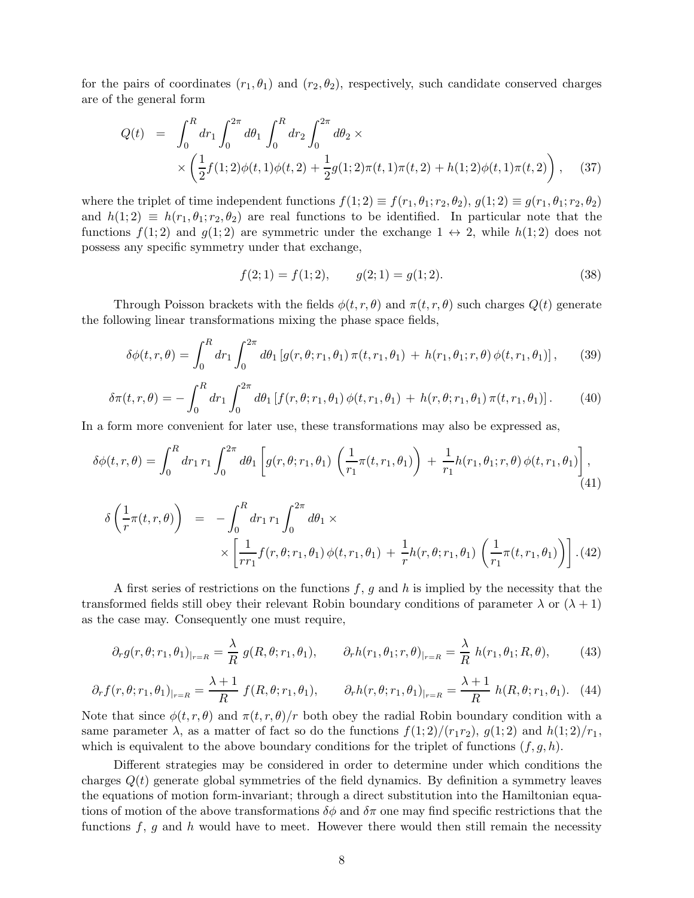for the pairs of coordinates $(r_1, \theta_1)$ and $(r_2, \theta_2)$, respectively, such candidate conserved charges are of the general form

$$
\begin{aligned}
Q(t) &= \int_0^R dr_1 \int_0^{2\pi} d\theta_1 \int_0^R dr_2 \int_0^{2\pi} d\theta_2 \times \\
&\quad \times \left( \frac{1}{2} f(1;2)\phi(t,1)\phi(t,2) + \frac{1}{2} g(1;2)\pi(t,1)\pi(t,2) + h(1;2)\phi(t,1)\pi(t,2) \right), \qquad (37)
\end{aligned}
$$

where the triplet of time independent functions $f(1;2) \equiv f(r_1, \theta_1; r_2, \theta_2)$, $g(1;2) \equiv g(r_1, \theta_1; r_2, \theta_2)$ and $h(1;2) \equiv h(r_1, \theta_1; r_2, \theta_2)$ are real functions to be identified. In particular note that the functions $f(1;2)$ and $g(1;2)$ are symmetric under the exchange $1 \leftrightarrow 2$, while $h(1;2)$ does not possess any specific symmetry under that exchange,

$$
f(2;1) = f(1;2), \qquad g(2;1) = g(1;2). \qquad (38)
$$

Through Poisson brackets with the fields $\phi(t, r, \theta)$ and $\pi(t, r, \theta)$ such charges $Q(t)$ generate the following linear transformations mixing the phase space fields,

$$
\delta\phi(t, r, \theta) = \int_0^R dr_1 \int_0^{2\pi} d\theta_1 \left[ g(r, \theta; r_1, \theta_1)\, \pi(t, r_1, \theta_1) \,+\, h(r_1, \theta_1; r, \theta)\, \phi(t, r_1, \theta_1) \right], \qquad (39)
$$

$$
\delta\pi(t, r, \theta) = -\int_0^R dr_1 \int_0^{2\pi} d\theta_1 \left[ f(r, \theta; r_1, \theta_1)\, \phi(t, r_1, \theta_1) \,+\, h(r, \theta; r_1, \theta_1)\, \pi(t, r_1, \theta_1) \right]. \qquad (40)
$$

In a form more convenient for later use, these transformations may also be expressed as,

$$
\delta\phi(t, r, \theta) = \int_0^R dr_1\, r_1 \int_0^{2\pi} d\theta_1 \left[ g(r, \theta; r_1, \theta_1) \left( \frac{1}{r_1} \pi(t, r_1, \theta_1) \right) \,+\, \frac{1}{r_1} h(r_1, \theta_1; r, \theta)\, \phi(t, r_1, \theta_1) \right], \qquad (41)
$$

$$
\begin{aligned}
\delta\left( \frac{1}{r} \pi(t, r, \theta) \right) &= -\int_0^R dr_1\, r_1 \int_0^{2\pi} d\theta_1 \times \\
&\quad \times \left[ \frac{1}{r r_1} f(r, \theta; r_1, \theta_1)\, \phi(t, r_1, \theta_1) \,+\, \frac{1}{r} h(r, \theta; r_1, \theta_1) \left( \frac{1}{r_1} \pi(t, r_1, \theta_1) \right) \right]. \qquad (42)
\end{aligned}
$$

A first series of restrictions on the functions $f$, $g$ and $h$ is implied by the necessity that the transformed fields still obey their relevant Robin boundary conditions of parameter $\lambda$ or $(\lambda + 1)$ as the case may. Consequently one must require,

$$
\partial_r g(r, \theta; r_1, \theta_1)_{|r=R} = \frac{\lambda}{R}\, g(R, \theta; r_1, \theta_1), \qquad \partial_r h(r_1, \theta_1; r, \theta)_{|r=R} = \frac{\lambda}{R}\, h(r_1, \theta_1; R, \theta), \qquad (43)
$$

$$
\partial_r f(r, \theta; r_1, \theta_1)_{|r=R} = \frac{\lambda + 1}{R}\, f(R, \theta; r_1, \theta_1), \qquad \partial_r h(r, \theta; r_1, \theta_1)_{|r=R} = \frac{\lambda + 1}{R}\, h(R, \theta; r_1, \theta_1). \quad (44)
$$

Note that since $\phi(t, r, \theta)$ and $\pi(t, r, \theta)/r$ both obey the radial Robin boundary condition with a same parameter $\lambda$, as a matter of fact so do the functions $f(1;2)/(r_1 r_2)$, $g(1;2)$ and $h(1;2)/r_1$, which is equivalent to the above boundary conditions for the triplet of functions $(f, g, h)$.

Different strategies may be considered in order to determine under which conditions the charges $Q(t)$ generate global symmetries of the field dynamics. By definition a symmetry leaves the equations of motion form-invariant; through a direct substitution into the Hamiltonian equations of motion of the above transformations $\delta\phi$ and $\delta\pi$ one may find specific restrictions that the functions $f$, $g$ and $h$ would have to meet. However there would then still remain the necessity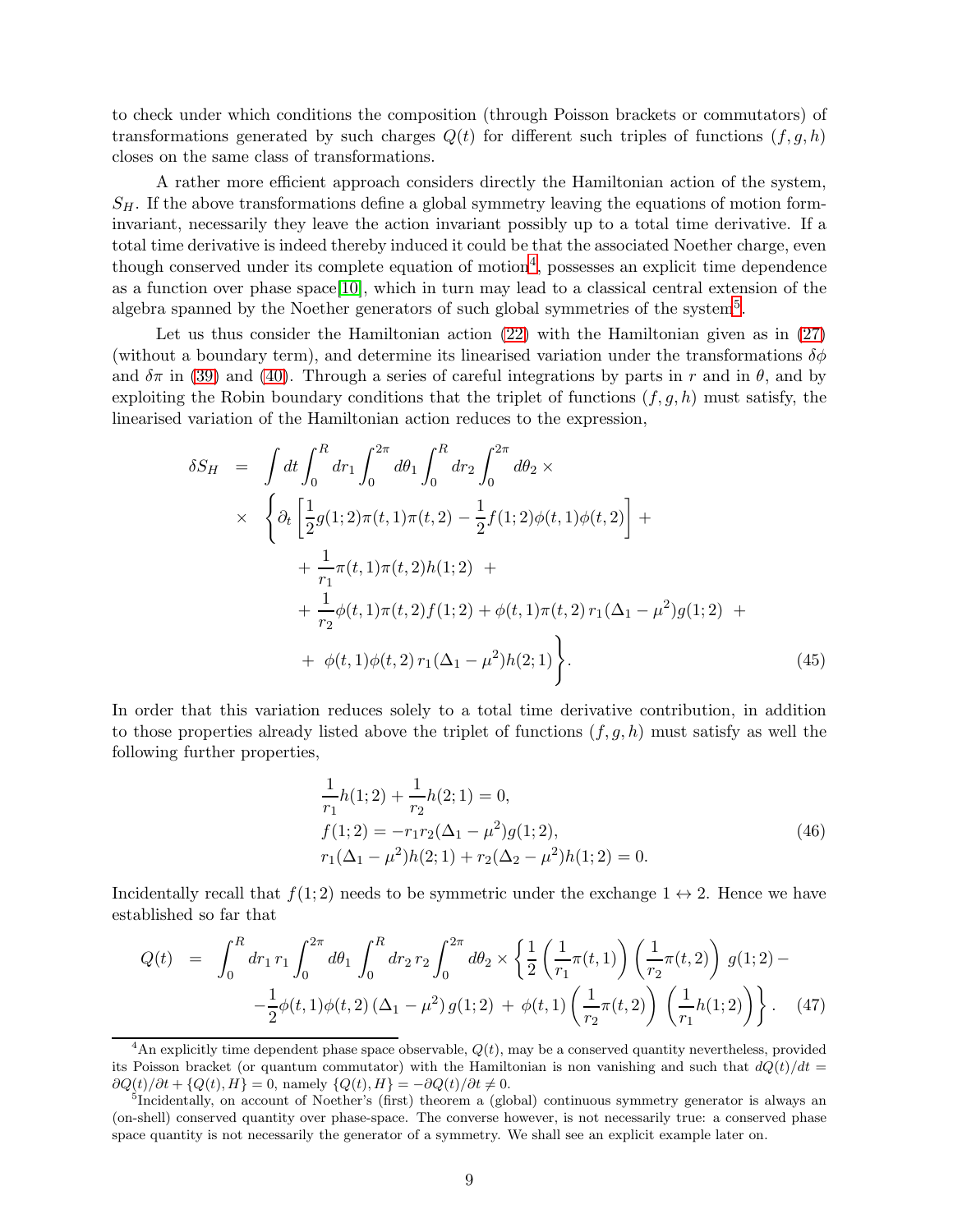to check under which conditions the composition (through Poisson brackets or commutators) of transformations generated by such charges $Q(t)$ for different such triples of functions $(f, g, h)$ closes on the same class of transformations.

A rather more efficient approach considers directly the Hamiltonian action of the system, $S_H$. If the above transformations define a global symmetry leaving the equations of motion form-invariant, necessarily they leave the action invariant possibly up to a total time derivative. If a total time derivative is indeed thereby induced it could be that the associated Noether charge, even though conserved under its complete equation of motion[4], possesses an explicit time dependence as a function over phase space[10], which in turn may lead to a classical central extension of the algebra spanned by the Noether generators of such global symmetries of the system[5].

Let us thus consider the Hamiltonian action (22) with the Hamiltonian given as in (27) (without a boundary term), and determine its linearised variation under the transformations $\delta\phi$ and $\delta\pi$ in (39) and (40). Through a series of careful integrations by parts in $r$ and in $\theta$, and by exploiting the Robin boundary conditions that the triplet of functions $(f, g, h)$ must satisfy, the linearised variation of the Hamiltonian action reduces to the expression,

$$
\begin{aligned}
\delta S_H \;=\; & \int dt \int_0^R dr_1 \int_0^{2\pi} d\theta_1 \int_0^R dr_2 \int_0^{2\pi} d\theta_2 \; \times \\
\times \; & \left\{ \partial_t \left[ \frac{1}{2} g(1;2)\pi(t,1)\pi(t,2) - \frac{1}{2} f(1;2)\phi(t,1)\phi(t,2) \right] + \right. \\
& + \frac{1}{r_1}\pi(t,1)\pi(t,2)h(1;2) \; + \\
& + \frac{1}{r_2}\phi(t,1)\pi(t,2)f(1;2) + \phi(t,1)\pi(t,2)\, r_1(\Delta_1 - \mu^2)g(1;2) \; + \\
& \left. + \; \phi(t,1)\phi(t,2)\, r_1(\Delta_1 - \mu^2)h(2;1) \right\}.
\end{aligned} \tag{45}
$$

In order that this variation reduces solely to a total time derivative contribution, in addition to those properties already listed above the triplet of functions $(f, g, h)$ must satisfy as well the following further properties,

$$
\begin{aligned}
& \frac{1}{r_1}h(1;2) + \frac{1}{r_2}h(2;1) = 0, \\
& f(1;2) = -r_1 r_2(\Delta_1 - \mu^2)g(1;2), \\
& r_1(\Delta_1 - \mu^2)h(2;1) + r_2(\Delta_2 - \mu^2)h(1;2) = 0.
\end{aligned} \tag{46}
$$

Incidentally recall that $f(1;2)$ needs to be symmetric under the exchange $1 \leftrightarrow 2$. Hence we have established so far that

$$
\begin{aligned}
Q(t) \;=\; & \int_0^R dr_1\, r_1 \int_0^{2\pi} d\theta_1 \int_0^R dr_2\, r_2 \int_0^{2\pi} d\theta_2 \times \left\{ \frac{1}{2}\left(\frac{1}{r_1}\pi(t,1)\right)\left(\frac{1}{r_2}\pi(t,2)\right) g(1;2) - \right. \\
& \left. -\frac{1}{2}\phi(t,1)\phi(t,2)\,(\Delta_1 - \mu^2)\, g(1;2) \; + \; \phi(t,1)\left(\frac{1}{r_2}\pi(t,2)\right)\left(\frac{1}{r_1}h(1;2)\right) \right\}.
\end{aligned} \tag{47}
$$

---

[4] An explicitly time dependent phase space observable, $Q(t)$, may be a conserved quantity nevertheless, provided its Poisson bracket (or quantum commutator) with the Hamiltonian is non vanishing and such that $dQ(t)/dt = \partial Q(t)/\partial t + \{Q(t), H\} = 0$, namely $\{Q(t), H\} = -\partial Q(t)/\partial t \neq 0$.

[5] Incidentally, on account of Noether's (first) theorem a (global) continuous symmetry generator is always an (on-shell) conserved quantity over phase-space. The converse however, is not necessarily true: a conserved phase space quantity is not necessarily the generator of a symmetry. We shall see an explicit example later on.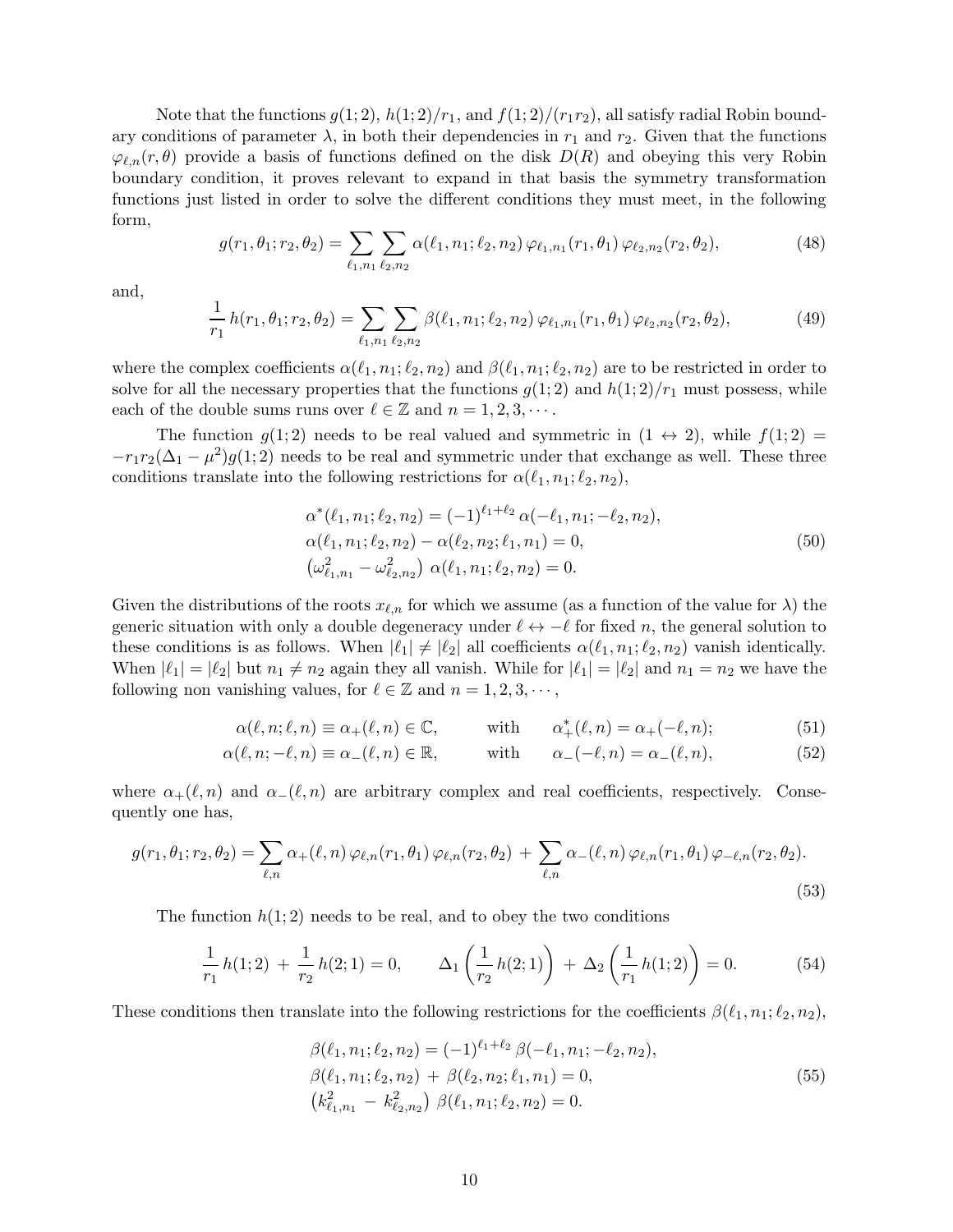Note that the functions $g(1;2)$, $h(1;2)/r_1$, and $f(1;2)/(r_1 r_2)$, all satisfy radial Robin boundary conditions of parameter $\lambda$, in both their dependencies in $r_1$ and $r_2$. Given that the functions $\varphi_{\ell,n}(r,\theta)$ provide a basis of functions defined on the disk $D(R)$ and obeying this very Robin boundary condition, it proves relevant to expand in that basis the symmetry transformation functions just listed in order to solve the different conditions they must meet, in the following form,

$$g(r_1,\theta_1;r_2,\theta_2) = \sum_{\ell_1,n_1}\sum_{\ell_2,n_2} \alpha(\ell_1,n_1;\ell_2,n_2)\,\varphi_{\ell_1,n_1}(r_1,\theta_1)\,\varphi_{\ell_2,n_2}(r_2,\theta_2), \tag{48}$$

and,

$$\frac{1}{r_1}\,h(r_1,\theta_1;r_2,\theta_2) = \sum_{\ell_1,n_1}\sum_{\ell_2,n_2} \beta(\ell_1,n_1;\ell_2,n_2)\,\varphi_{\ell_1,n_1}(r_1,\theta_1)\,\varphi_{\ell_2,n_2}(r_2,\theta_2), \tag{49}$$

where the complex coefficients $\alpha(\ell_1,n_1;\ell_2,n_2)$ and $\beta(\ell_1,n_1;\ell_2,n_2)$ are to be restricted in order to solve for all the necessary properties that the functions $g(1;2)$ and $h(1;2)/r_1$ must possess, while each of the double sums runs over $\ell \in \mathbb{Z}$ and $n = 1,2,3,\cdots$.

The function $g(1;2)$ needs to be real valued and symmetric in $(1 \leftrightarrow 2)$, while $f(1;2) = -r_1 r_2(\Delta_1 - \mu^2)g(1;2)$ needs to be real and symmetric under that exchange as well. These three conditions translate into the following restrictions for $\alpha(\ell_1,n_1;\ell_2,n_2)$,

$$\begin{aligned}
&\alpha^*(\ell_1,n_1;\ell_2,n_2) = (-1)^{\ell_1+\ell_2}\,\alpha(-\ell_1,n_1;-\ell_2,n_2),\\
&\alpha(\ell_1,n_1;\ell_2,n_2) - \alpha(\ell_2,n_2;\ell_1,n_1) = 0,\\
&\left(\omega^2_{\ell_1,n_1} - \omega^2_{\ell_2,n_2}\right)\,\alpha(\ell_1,n_1;\ell_2,n_2) = 0.
\end{aligned} \tag{50}$$

Given the distributions of the roots $x_{\ell,n}$ for which we assume (as a function of the value for $\lambda$) the generic situation with only a double degeneracy under $\ell \leftrightarrow -\ell$ for fixed $n$, the general solution to these conditions is as follows. When $|\ell_1| \neq |\ell_2|$ all coefficients $\alpha(\ell_1,n_1;\ell_2,n_2)$ vanish identically. When $|\ell_1| = |\ell_2|$ but $n_1 \neq n_2$ again they all vanish. While for $|\ell_1| = |\ell_2|$ and $n_1 = n_2$ we have the following non vanishing values, for $\ell \in \mathbb{Z}$ and $n = 1,2,3,\cdots$,

$$\alpha(\ell,n;\ell,n) \equiv \alpha_+(\ell,n) \in \mathbb{C}, \qquad \text{with} \qquad \alpha^*_+(\ell,n) = \alpha_+(-\ell,n); \tag{51}$$

$$\alpha(\ell,n;-\ell,n) \equiv \alpha_-(\ell,n) \in \mathbb{R}, \qquad \text{with} \qquad \alpha_-(-\ell,n) = \alpha_-(\ell,n), \tag{52}$$

where $\alpha_+(\ell,n)$ and $\alpha_-(\ell,n)$ are arbitrary complex and real coefficients, respectively. Consequently one has,

$$g(r_1,\theta_1;r_2,\theta_2) = \sum_{\ell,n} \alpha_+(\ell,n)\,\varphi_{\ell,n}(r_1,\theta_1)\,\varphi_{\ell,n}(r_2,\theta_2) \,+\, \sum_{\ell,n} \alpha_-(\ell,n)\,\varphi_{\ell,n}(r_1,\theta_1)\,\varphi_{-\ell,n}(r_2,\theta_2). \tag{53}$$

The function $h(1;2)$ needs to be real, and to obey the two conditions

$$\frac{1}{r_1}\,h(1;2) \,+\, \frac{1}{r_2}\,h(2;1) = 0, \qquad \Delta_1\left(\frac{1}{r_2}\,h(2;1)\right) \,+\, \Delta_2\left(\frac{1}{r_1}\,h(1;2)\right) = 0. \tag{54}$$

These conditions then translate into the following restrictions for the coefficients $\beta(\ell_1,n_1;\ell_2,n_2)$,

$$\begin{aligned}
&\beta(\ell_1,n_1;\ell_2,n_2) = (-1)^{\ell_1+\ell_2}\,\beta(-\ell_1,n_1;-\ell_2,n_2),\\
&\beta(\ell_1,n_1;\ell_2,n_2) \,+\, \beta(\ell_2,n_2;\ell_1,n_1) = 0,\\
&\left(k^2_{\ell_1,n_1} \,-\, k^2_{\ell_2,n_2}\right)\,\beta(\ell_1,n_1;\ell_2,n_2) = 0.
\end{aligned} \tag{55}$$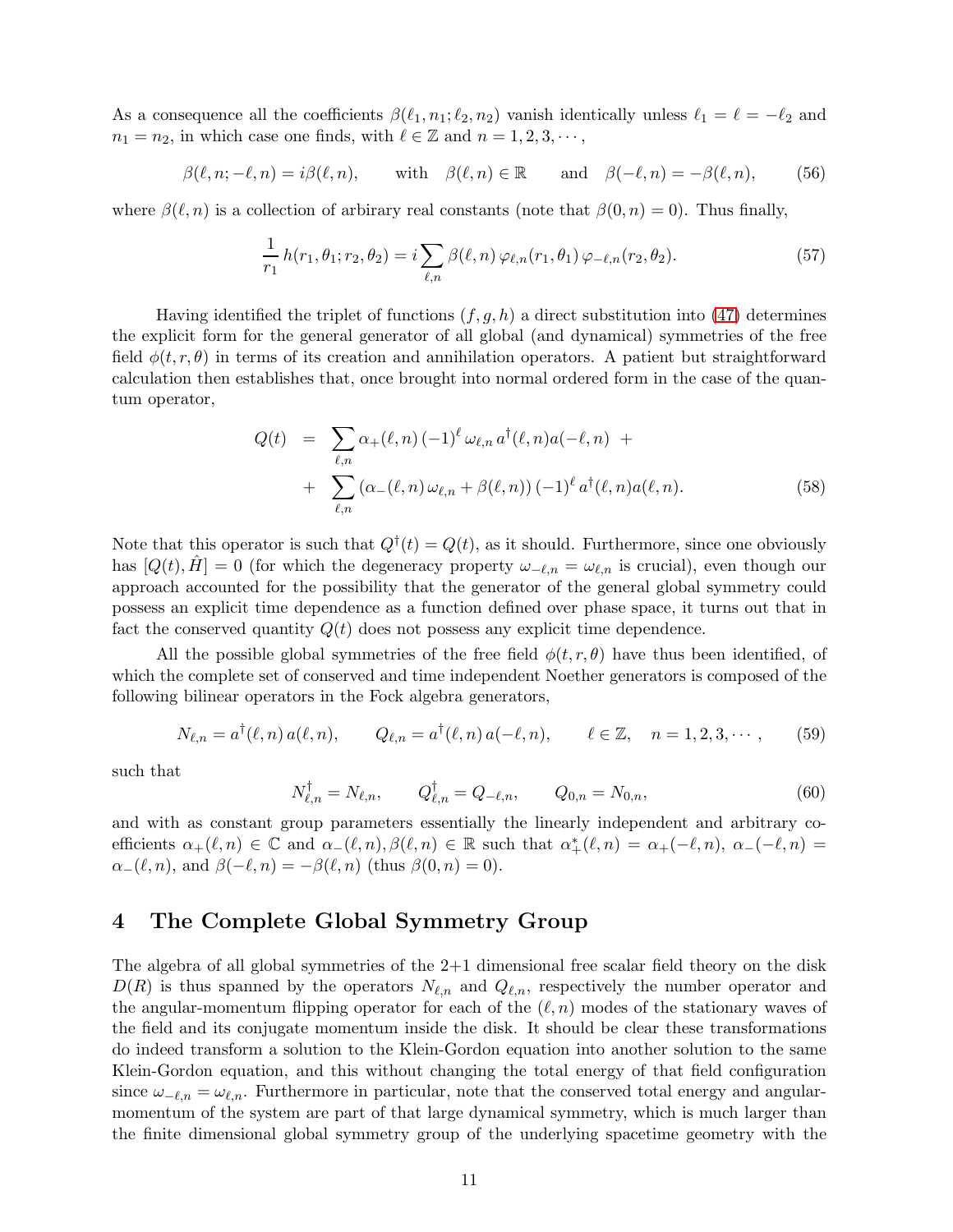As a consequence all the coefficients $\beta(\ell_1, n_1; \ell_2, n_2)$ vanish identically unless $\ell_1 = \ell = -\ell_2$ and $n_1 = n_2$, in which case one finds, with $\ell \in \mathbb{Z}$ and $n = 1, 2, 3, \cdots$,

$$\beta(\ell, n; -\ell, n) = i\beta(\ell, n), \qquad \text{with} \quad \beta(\ell, n) \in \mathbb{R} \qquad \text{and} \quad \beta(-\ell, n) = -\beta(\ell, n), \tag{56}$$

where $\beta(\ell, n)$ is a collection of arbirary real constants (note that $\beta(0, n) = 0$). Thus finally,

$$\frac{1}{r_1}\, h(r_1, \theta_1; r_2, \theta_2) = i \sum_{\ell,n} \beta(\ell, n)\, \varphi_{\ell,n}(r_1, \theta_1)\, \varphi_{-\ell,n}(r_2, \theta_2). \tag{57}$$

Having identified the triplet of functions $(f, g, h)$ a direct substitution into (47) determines the explicit form for the general generator of all global (and dynamical) symmetries of the free field $\phi(t, r, \theta)$ in terms of its creation and annihilation operators. A patient but straightforward calculation then establishes that, once brought into normal ordered form in the case of the quantum operator,

$$\begin{aligned} Q(t) \;&=\; \sum_{\ell,n} \alpha_+(\ell, n)\, (-1)^\ell\, \omega_{\ell,n}\, a^\dagger(\ell, n) a(-\ell, n) \;+ \\ &+\; \sum_{\ell,n} \left(\alpha_-(\ell, n)\, \omega_{\ell,n} + \beta(\ell, n)\right) (-1)^\ell\, a^\dagger(\ell, n) a(\ell, n). \end{aligned} \tag{58}$$

Note that this operator is such that $Q^\dagger(t) = Q(t)$, as it should. Furthermore, since one obviously has $[Q(t), \hat{H}] = 0$ (for which the degeneracy property $\omega_{-\ell,n} = \omega_{\ell,n}$ is crucial), even though our approach accounted for the possibility that the generator of the general global symmetry could possess an explicit time dependence as a function defined over phase space, it turns out that in fact the conserved quantity $Q(t)$ does not possess any explicit time dependence.

All the possible global symmetries of the free field $\phi(t, r, \theta)$ have thus been identified, of which the complete set of conserved and time independent Noether generators is composed of the following bilinear operators in the Fock algebra generators,

$$N_{\ell,n} = a^\dagger(\ell, n)\, a(\ell, n), \qquad Q_{\ell,n} = a^\dagger(\ell, n)\, a(-\ell, n), \qquad \ell \in \mathbb{Z}, \quad n = 1, 2, 3, \cdots, \tag{59}$$

such that

$$N^\dagger_{\ell,n} = N_{\ell,n}, \qquad Q^\dagger_{\ell,n} = Q_{-\ell,n}, \qquad Q_{0,n} = N_{0,n}, \tag{60}$$

and with as constant group parameters essentially the linearly independent and arbitrary coefficients $\alpha_+(\ell, n) \in \mathbb{C}$ and $\alpha_-(\ell, n), \beta(\ell, n) \in \mathbb{R}$ such that $\alpha^*_+(\ell, n) = \alpha_+(-\ell, n)$, $\alpha_-(-\ell, n) = \alpha_-(\ell, n)$, and $\beta(-\ell, n) = -\beta(\ell, n)$ (thus $\beta(0, n) = 0$).

# 4 The Complete Global Symmetry Group

The algebra of all global symmetries of the 2+1 dimensional free scalar field theory on the disk $D(R)$ is thus spanned by the operators $N_{\ell,n}$ and $Q_{\ell,n}$, respectively the number operator and the angular-momentum flipping operator for each of the $(\ell, n)$ modes of the stationary waves of the field and its conjugate momentum inside the disk. It should be clear these transformations do indeed transform a solution to the Klein-Gordon equation into another solution to the same Klein-Gordon equation, and this without changing the total energy of that field configuration since $\omega_{-\ell,n} = \omega_{\ell,n}$. Furthermore in particular, note that the conserved total energy and angular-momentum of the system are part of that large dynamical symmetry, which is much larger than the finite dimensional global symmetry group of the underlying spacetime geometry with the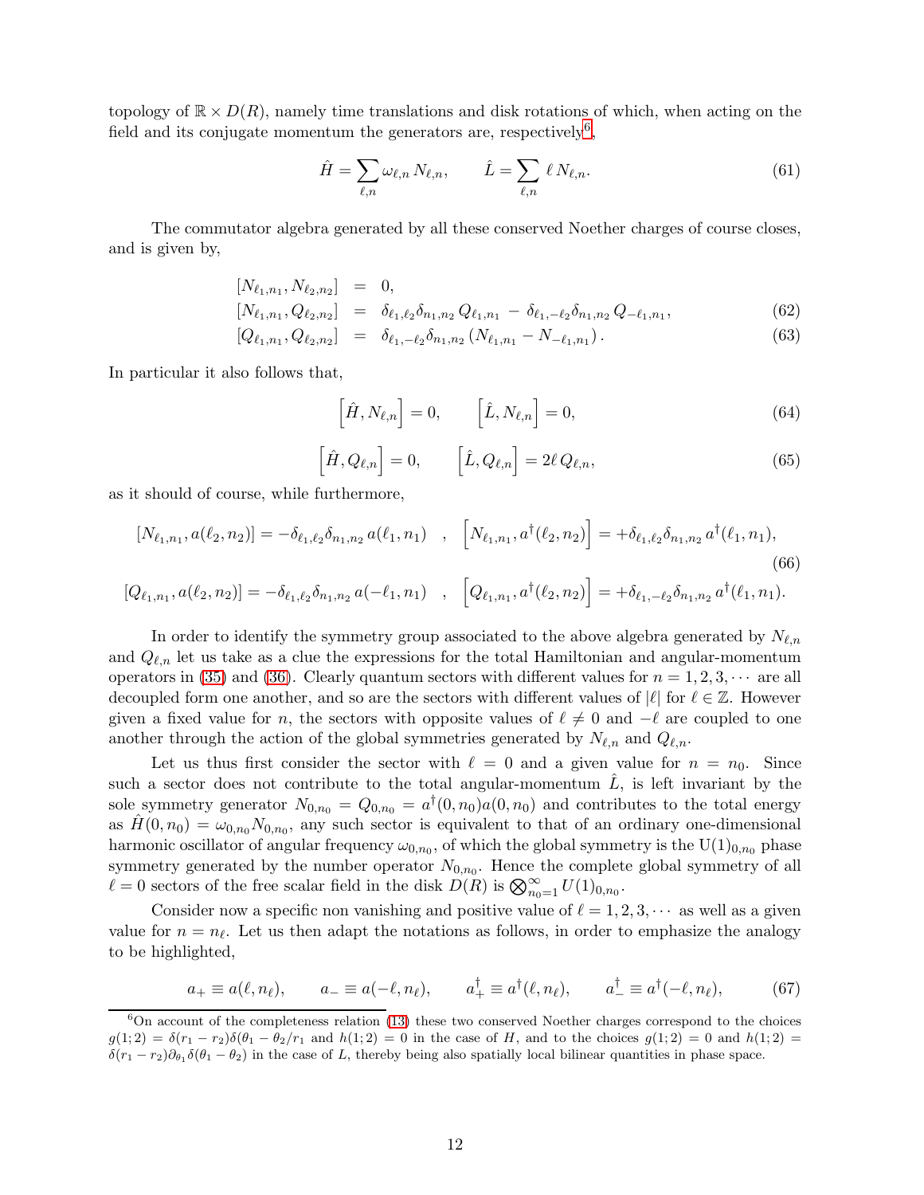topology of $\mathbb{R} \times D(R)$, namely time translations and disk rotations of which, when acting on the field and its conjugate momentum the generators are, respectively[6],

$$\hat{H} = \sum_{\ell,n} \omega_{\ell,n} \, N_{\ell,n}, \qquad \hat{L} = \sum_{\ell,n} \ell \, N_{\ell,n}. \tag{61}$$

The commutator algebra generated by all these conserved Noether charges of course closes, and is given by,

$$\begin{aligned}
[N_{\ell_1,n_1}, N_{\ell_2,n_2}] &= 0, \\
[N_{\ell_1,n_1}, Q_{\ell_2,n_2}] &= \delta_{\ell_1,\ell_2}\delta_{n_1,n_2} \, Q_{\ell_1,n_1} - \delta_{\ell_1,-\ell_2}\delta_{n_1,n_2} \, Q_{-\ell_1,n_1}, \qquad (62) \\
[Q_{\ell_1,n_1}, Q_{\ell_2,n_2}] &= \delta_{\ell_1,-\ell_2}\delta_{n_1,n_2} \left(N_{\ell_1,n_1} - N_{-\ell_1,n_1}\right). \qquad (63)
\end{aligned}$$

In particular it also follows that,

$$\left[\hat{H}, N_{\ell,n}\right] = 0, \qquad \left[\hat{L}, N_{\ell,n}\right] = 0, \tag{64}$$

$$\left[\hat{H}, Q_{\ell,n}\right] = 0, \qquad \left[\hat{L}, Q_{\ell,n}\right] = 2\ell \, Q_{\ell,n}, \tag{65}$$

as it should of course, while furthermore,

$$\begin{aligned}
[N_{\ell_1,n_1}, a(\ell_2,n_2)] &= -\delta_{\ell_1,\ell_2}\delta_{n_1,n_2} \, a(\ell_1,n_1) \quad , \quad \left[N_{\ell_1,n_1}, a^\dagger(\ell_2,n_2)\right] = +\delta_{\ell_1,\ell_2}\delta_{n_1,n_2} \, a^\dagger(\ell_1,n_1), \\
[Q_{\ell_1,n_1}, a(\ell_2,n_2)] &= -\delta_{\ell_1,\ell_2}\delta_{n_1,n_2} \, a(-\ell_1,n_1) \quad , \quad \left[Q_{\ell_1,n_1}, a^\dagger(\ell_2,n_2)\right] = +\delta_{\ell_1,-\ell_2}\delta_{n_1,n_2} \, a^\dagger(\ell_1,n_1).
\end{aligned} \tag{66}$$

In order to identify the symmetry group associated to the above algebra generated by $N_{\ell,n}$ and $Q_{\ell,n}$ let us take as a clue the expressions for the total Hamiltonian and angular-momentum operators in (35) and (36). Clearly quantum sectors with different values for $n = 1, 2, 3, \cdots$ are all decoupled form one another, and so are the sectors with different values of $|\ell|$ for $\ell \in \mathbb{Z}$. However given a fixed value for $n$, the sectors with opposite values of $\ell \neq 0$ and $-\ell$ are coupled to one another through the action of the global symmetries generated by $N_{\ell,n}$ and $Q_{\ell,n}$.

Let us thus first consider the sector with $\ell = 0$ and a given value for $n = n_0$. Since such a sector does not contribute to the total angular-momentum $\hat{L}$, is left invariant by the sole symmetry generator $N_{0,n_0} = Q_{0,n_0} = a^\dagger(0,n_0)a(0,n_0)$ and contributes to the total energy as $\hat{H}(0,n_0) = \omega_{0,n_0} N_{0,n_0}$, any such sector is equivalent to that of an ordinary one-dimensional harmonic oscillator of angular frequency $\omega_{0,n_0}$, of which the global symmetry is the $\mathrm{U}(1)_{0,n_0}$ phase symmetry generated by the number operator $N_{0,n_0}$. Hence the complete global symmetry of all $\ell = 0$ sectors of the free scalar field in the disk $D(R)$ is $\bigotimes_{n_0=1}^{\infty} U(1)_{0,n_0}$.

Consider now a specific non vanishing and positive value of $\ell = 1, 2, 3, \cdots$ as well as a given value for $n = n_\ell$. Let us then adapt the notations as follows, in order to emphasize the analogy to be highlighted,

$$a_+ \equiv a(\ell, n_\ell), \qquad a_- \equiv a(-\ell, n_\ell), \qquad a_+^\dagger \equiv a^\dagger(\ell, n_\ell), \qquad a_-^\dagger \equiv a^\dagger(-\ell, n_\ell), \tag{67}$$

[6] On account of the completeness relation (13) these two conserved Noether charges correspond to the choices $g(1;2) = \delta(r_1 - r_2)\delta(\theta_1 - \theta_2/r_1$ and $h(1;2) = 0$ in the case of $H$, and to the choices $g(1;2) = 0$ and $h(1;2) = \delta(r_1 - r_2)\partial_{\theta_1}\delta(\theta_1 - \theta_2)$ in the case of $L$, thereby being also spatially local bilinear quantities in phase space.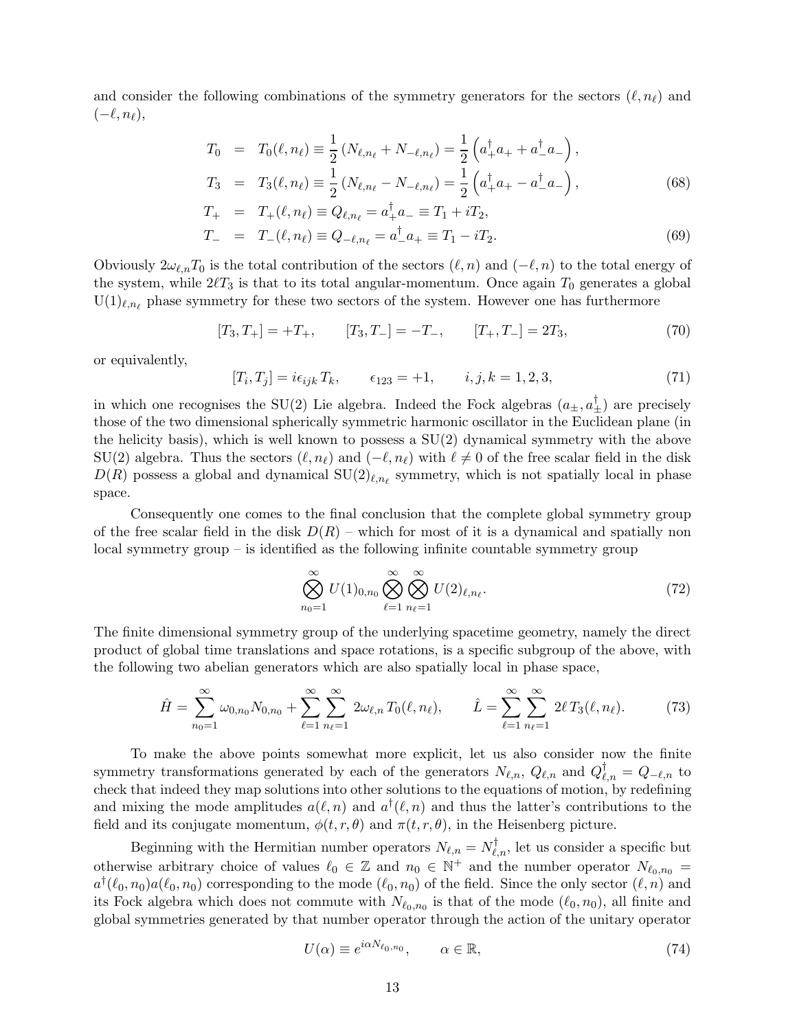and consider the following combinations of the symmetry generators for the sectors $(\ell, n_\ell)$ and $(-\ell, n_\ell)$,

$$
\begin{aligned}
T_0 &= T_0(\ell, n_\ell) \equiv \frac{1}{2}\left(N_{\ell,n_\ell} + N_{-\ell,n_\ell}\right) = \frac{1}{2}\left(a_+^\dagger a_+ + a_-^\dagger a_-\right), \\
T_3 &= T_3(\ell, n_\ell) \equiv \frac{1}{2}\left(N_{\ell,n_\ell} - N_{-\ell,n_\ell}\right) = \frac{1}{2}\left(a_+^\dagger a_+ - a_-^\dagger a_-\right),
\end{aligned}
\tag{68}
$$

$$
\begin{aligned}
T_+ &= T_+(\ell, n_\ell) \equiv Q_{\ell,n_\ell} = a_+^\dagger a_- \equiv T_1 + iT_2, \\
T_- &= T_-(\ell, n_\ell) \equiv Q_{-\ell,n_\ell} = a_-^\dagger a_+ \equiv T_1 - iT_2.
\end{aligned}
\tag{69}
$$

Obviously $2\omega_{\ell,n} T_0$ is the total contribution of the sectors $(\ell, n)$ and $(-\ell, n)$ to the total energy of the system, while $2\ell T_3$ is that to its total angular-momentum. Once again $T_0$ generates a global $\mathrm{U}(1)_{\ell,n_\ell}$ phase symmetry for these two sectors of the system. However one has furthermore

$$
[T_3, T_+] = +T_+, \qquad [T_3, T_-] = -T_-, \qquad [T_+, T_-] = 2T_3,
\tag{70}
$$

or equivalently,

$$
[T_i, T_j] = i\epsilon_{ijk}\, T_k, \qquad \epsilon_{123} = +1, \qquad i, j, k = 1, 2, 3,
\tag{71}
$$

in which one recognises the SU(2) Lie algebra. Indeed the Fock algebras $(a_\pm, a_\pm^\dagger)$ are precisely those of the two dimensional spherically symmetric harmonic oscillator in the Euclidean plane (in the helicity basis), which is well known to possess a SU(2) dynamical symmetry with the above SU(2) algebra. Thus the sectors $(\ell, n_\ell)$ and $(-\ell, n_\ell)$ with $\ell \neq 0$ of the free scalar field in the disk $D(R)$ possess a global and dynamical $\mathrm{SU}(2)_{\ell,n_\ell}$ symmetry, which is not spatially local in phase space.

Consequently one comes to the final conclusion that the complete global symmetry group of the free scalar field in the disk $D(R)$ – which for most of it is a dynamical and spatially non local symmetry group – is identified as the following infinite countable symmetry group

$$
\bigotimes_{n_0=1}^{\infty} U(1)_{0,n_0} \bigotimes_{\ell=1}^{\infty} \bigotimes_{n_\ell=1}^{\infty} U(2)_{\ell,n_\ell}.
\tag{72}
$$

The finite dimensional symmetry group of the underlying spacetime geometry, namely the direct product of global time translations and space rotations, is a specific subgroup of the above, with the following two abelian generators which are also spatially local in phase space,

$$
\hat{H} = \sum_{n_0=1}^{\infty} \omega_{0,n_0} N_{0,n_0} + \sum_{\ell=1}^{\infty} \sum_{n_\ell=1}^{\infty} 2\omega_{\ell,n}\, T_0(\ell, n_\ell), \qquad \hat{L} = \sum_{\ell=1}^{\infty} \sum_{n_\ell=1}^{\infty} 2\ell\, T_3(\ell, n_\ell).
\tag{73}
$$

To make the above points somewhat more explicit, let us also consider now the finite symmetry transformations generated by each of the generators $N_{\ell,n}$, $Q_{\ell,n}$ and $Q_{\ell,n}^\dagger = Q_{-\ell,n}$ to check that indeed they map solutions into other solutions to the equations of motion, by redefining and mixing the mode amplitudes $a(\ell, n)$ and $a^\dagger(\ell, n)$ and thus the latter's contributions to the field and its conjugate momentum, $\phi(t, r, \theta)$ and $\pi(t, r, \theta)$, in the Heisenberg picture.

Beginning with the Hermitian number operators $N_{\ell,n} = N_{\ell,n}^\dagger$, let us consider a specific but otherwise arbitrary choice of values $\ell_0 \in \mathbb{Z}$ and $n_0 \in \mathbb{N}^+$ and the number operator $N_{\ell_0,n_0} = a^\dagger(\ell_0, n_0) a(\ell_0, n_0)$ corresponding to the mode $(\ell_0, n_0)$ of the field. Since the only sector $(\ell, n)$ and its Fock algebra which does not commute with $N_{\ell_0,n_0}$ is that of the mode $(\ell_0, n_0)$, all finite and global symmetries generated by that number operator through the action of the unitary operator

$$
U(\alpha) \equiv e^{i\alpha N_{\ell_0,n_0}}, \qquad \alpha \in \mathbb{R},
\tag{74}
$$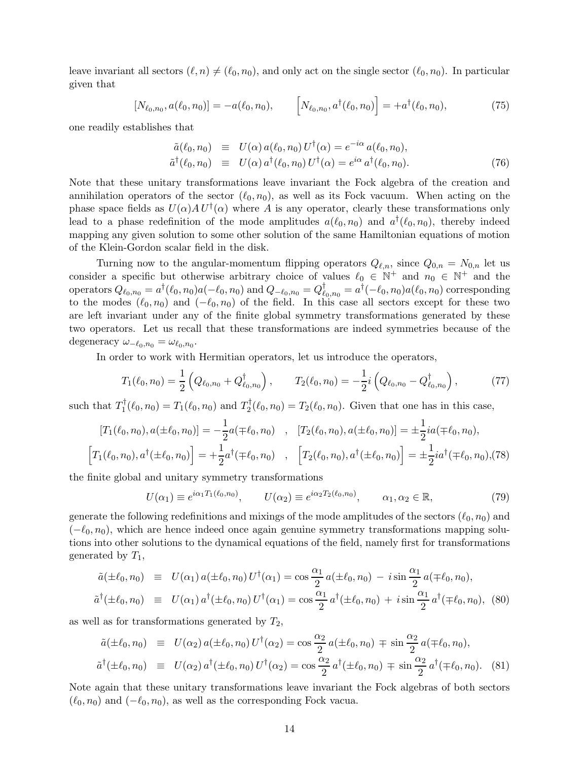leave invariant all sectors $(\ell, n) \neq (\ell_0, n_0)$, and only act on the single sector $(\ell_0, n_0)$. In particular given that

$$[N_{\ell_0,n_0}, a(\ell_0, n_0)] = -a(\ell_0, n_0), \qquad \left[N_{\ell_0,n_0}, a^\dagger(\ell_0, n_0)\right] = +a^\dagger(\ell_0, n_0), \tag{75}$$

one readily establishes that

$$\begin{aligned}
\tilde{a}(\ell_0, n_0) &\equiv U(\alpha)\, a(\ell_0, n_0)\, U^\dagger(\alpha) = e^{-i\alpha}\, a(\ell_0, n_0), \\
\tilde{a}^\dagger(\ell_0, n_0) &\equiv U(\alpha)\, a^\dagger(\ell_0, n_0)\, U^\dagger(\alpha) = e^{i\alpha}\, a^\dagger(\ell_0, n_0).
\end{aligned} \tag{76}$$

Note that these unitary transformations leave invariant the Fock algebra of the creation and annihilation operators of the sector $(\ell_0, n_0)$, as well as its Fock vacuum. When acting on the phase space fields as $U(\alpha) A\, U^\dagger(\alpha)$ where $A$ is any operator, clearly these transformations only lead to a phase redefinition of the mode amplitudes $a(\ell_0, n_0)$ and $a^\dagger(\ell_0, n_0)$, thereby indeed mapping any given solution to some other solution of the same Hamiltonian equations of motion of the Klein-Gordon scalar field in the disk.

Turning now to the angular-momentum flipping operators $Q_{\ell,n}$, since $Q_{0,n} = N_{0,n}$ let us consider a specific but otherwise arbitrary choice of values $\ell_0 \in \mathbb{N}^+$ and $n_0 \in \mathbb{N}^+$ and the operators $Q_{\ell_0,n_0} = a^\dagger(\ell_0, n_0) a(-\ell_0, n_0)$ and $Q_{-\ell_0,n_0} = Q^\dagger_{\ell_0,n_0} = a^\dagger(-\ell_0, n_0) a(\ell_0, n_0)$ corresponding to the modes $(\ell_0, n_0)$ and $(-\ell_0, n_0)$ of the field. In this case all sectors except for these two are left invariant under any of the finite global symmetry transformations generated by these two operators. Let us recall that these transformations are indeed symmetries because of the degeneracy $\omega_{-\ell_0,n_0} = \omega_{\ell_0,n_0}$.

In order to work with Hermitian operators, let us introduce the operators,

$$T_1(\ell_0, n_0) = \frac{1}{2}\left(Q_{\ell_0,n_0} + Q^\dagger_{\ell_0,n_0}\right), \qquad T_2(\ell_0, n_0) = -\frac{1}{2} i \left(Q_{\ell_0,n_0} - Q^\dagger_{\ell_0,n_0}\right), \tag{77}$$

such that $T_1^\dagger(\ell_0, n_0) = T_1(\ell_0, n_0)$ and $T_2^\dagger(\ell_0, n_0) = T_2(\ell_0, n_0)$. Given that one has in this case,

$$\begin{aligned}
[T_1(\ell_0, n_0), a(\pm\ell_0, n_0)] = -\frac{1}{2} a(\mp\ell_0, n_0) \quad &, \quad [T_2(\ell_0, n_0), a(\pm\ell_0, n_0)] = \pm\frac{1}{2} i a(\mp\ell_0, n_0), \\
\left[T_1(\ell_0, n_0), a^\dagger(\pm\ell_0, n_0)\right] = +\frac{1}{2} a^\dagger(\mp\ell_0, n_0) \quad &, \quad \left[T_2(\ell_0, n_0), a^\dagger(\pm\ell_0, n_0)\right] = \pm\frac{1}{2} i a^\dagger(\mp\ell_0, n_0),
\end{aligned} \tag{78}$$

the finite global and unitary symmetry transformations

$$U(\alpha_1) \equiv e^{i\alpha_1 T_1(\ell_0, n_0)}, \qquad U(\alpha_2) \equiv e^{i\alpha_2 T_2(\ell_0, n_0)}, \qquad \alpha_1, \alpha_2 \in \mathbb{R}, \tag{79}$$

generate the following redefinitions and mixings of the mode amplitudes of the sectors $(\ell_0, n_0)$ and $(-\ell_0, n_0)$, which are hence indeed once again genuine symmetry transformations mapping solutions into other solutions to the dynamical equations of the field, namely first for transformations generated by $T_1$,

$$\begin{aligned}
\tilde{a}(\pm\ell_0, n_0) &\equiv U(\alpha_1)\, a(\pm\ell_0, n_0)\, U^\dagger(\alpha_1) = \cos\frac{\alpha_1}{2}\, a(\pm\ell_0, n_0) \,-\, i \sin\frac{\alpha_1}{2}\, a(\mp\ell_0, n_0), \\
\tilde{a}^\dagger(\pm\ell_0, n_0) &\equiv U(\alpha_1)\, a^\dagger(\pm\ell_0, n_0)\, U^\dagger(\alpha_1) = \cos\frac{\alpha_1}{2}\, a^\dagger(\pm\ell_0, n_0) \,+\, i \sin\frac{\alpha_1}{2}\, a^\dagger(\mp\ell_0, n_0),
\end{aligned} \tag{80}$$

as well as for transformations generated by $T_2$,

$$\begin{aligned}
\tilde{a}(\pm\ell_0, n_0) &\equiv U(\alpha_2)\, a(\pm\ell_0, n_0)\, U^\dagger(\alpha_2) = \cos\frac{\alpha_2}{2}\, a(\pm\ell_0, n_0) \,\mp\, \sin\frac{\alpha_2}{2}\, a(\mp\ell_0, n_0), \\
\tilde{a}^\dagger(\pm\ell_0, n_0) &\equiv U(\alpha_2)\, a^\dagger(\pm\ell_0, n_0)\, U^\dagger(\alpha_2) = \cos\frac{\alpha_2}{2}\, a^\dagger(\pm\ell_0, n_0) \,\mp\, \sin\frac{\alpha_2}{2}\, a^\dagger(\mp\ell_0, n_0).
\end{aligned} \tag{81}$$

Note again that these unitary transformations leave invariant the Fock algebras of both sectors $(\ell_0, n_0)$ and $(-\ell_0, n_0)$, as well as the corresponding Fock vacua.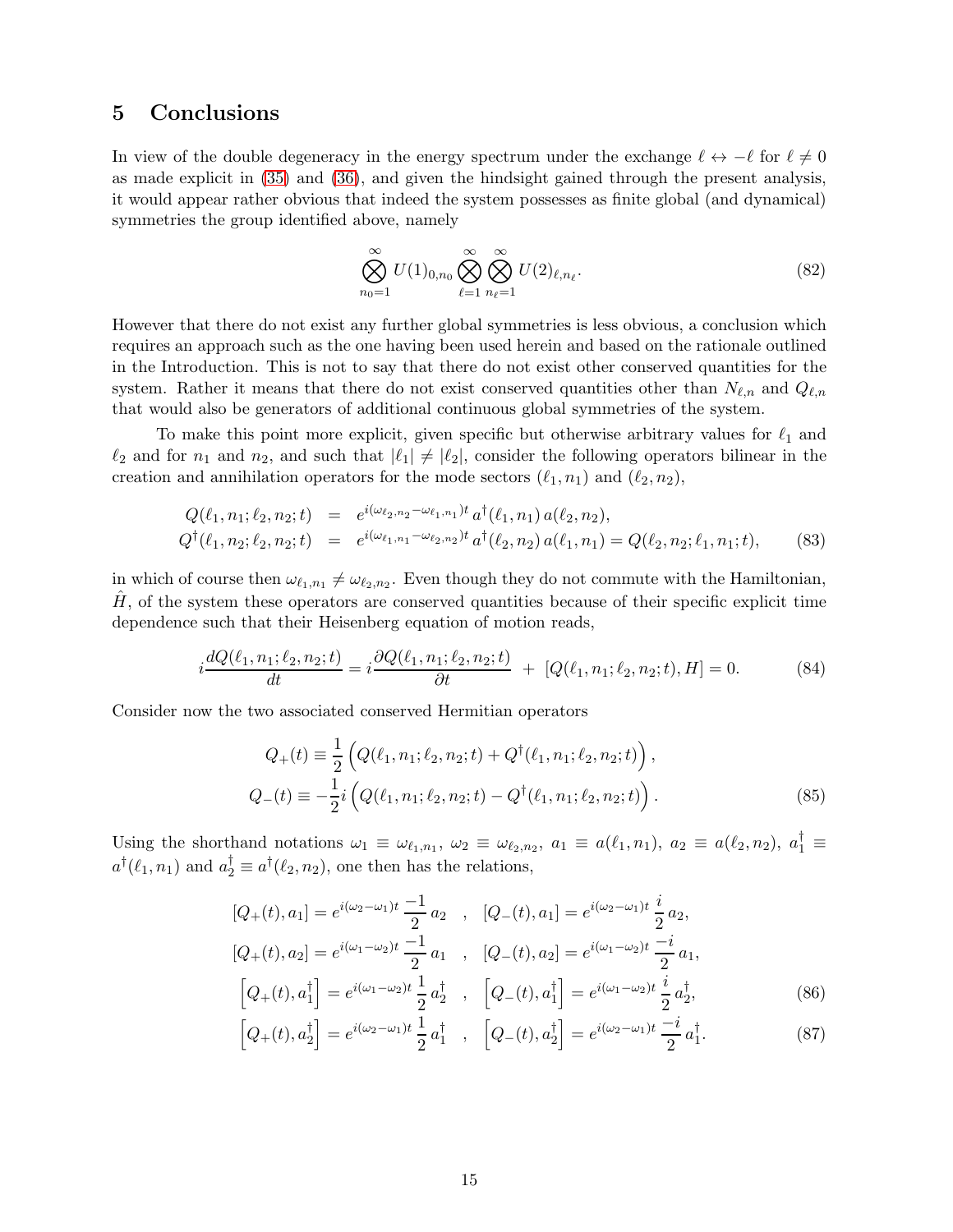## 5 Conclusions

In view of the double degeneracy in the energy spectrum under the exchange $\ell \leftrightarrow -\ell$ for $\ell \neq 0$ as made explicit in (35) and (36), and given the hindsight gained through the present analysis, it would appear rather obvious that indeed the system possesses as finite global (and dynamical) symmetries the group identified above, namely

$$\bigotimes_{n_0=1}^{\infty} U(1)_{0,n_0} \bigotimes_{\ell=1}^{\infty} \bigotimes_{n_\ell=1}^{\infty} U(2)_{\ell,n_\ell}. \tag{82}$$

However that there do not exist any further global symmetries is less obvious, a conclusion which requires an approach such as the one having been used herein and based on the rationale outlined in the Introduction. This is not to say that there do not exist other conserved quantities for the system. Rather it means that there do not exist conserved quantities other than $N_{\ell,n}$ and $Q_{\ell,n}$ that would also be generators of additional continuous global symmetries of the system.

To make this point more explicit, given specific but otherwise arbitrary values for $\ell_1$ and $\ell_2$ and for $n_1$ and $n_2$, and such that $|\ell_1| \neq |\ell_2|$, consider the following operators bilinear in the creation and annihilation operators for the mode sectors $(\ell_1, n_1)$ and $(\ell_2, n_2)$,

$$\begin{aligned}
Q(\ell_1, n_1; \ell_2, n_2; t) &= e^{i(\omega_{\ell_2,n_2} - \omega_{\ell_1,n_1})t}\, a^\dagger(\ell_1, n_1)\, a(\ell_2, n_2), \\
Q^\dagger(\ell_1, n_2; \ell_2, n_2; t) &= e^{i(\omega_{\ell_1,n_1} - \omega_{\ell_2,n_2})t}\, a^\dagger(\ell_2, n_2)\, a(\ell_1, n_1) = Q(\ell_2, n_2; \ell_1, n_1; t),
\end{aligned} \tag{83}$$

in which of course then $\omega_{\ell_1,n_1} \neq \omega_{\ell_2,n_2}$. Even though they do not commute with the Hamiltonian, $\hat{H}$, of the system these operators are conserved quantities because of their specific explicit time dependence such that their Heisenberg equation of motion reads,

$$i\frac{dQ(\ell_1, n_1; \ell_2, n_2; t)}{dt} = i\frac{\partial Q(\ell_1, n_1; \ell_2, n_2; t)}{\partial t} \;+\; [Q(\ell_1, n_1; \ell_2, n_2; t), H] = 0. \tag{84}$$

Consider now the two associated conserved Hermitian operators

$$\begin{aligned}
Q_+(t) &\equiv \frac{1}{2}\left(Q(\ell_1, n_1; \ell_2, n_2; t) + Q^\dagger(\ell_1, n_1; \ell_2, n_2; t)\right), \\
Q_-(t) &\equiv -\frac{1}{2}i\left(Q(\ell_1, n_1; \ell_2, n_2; t) - Q^\dagger(\ell_1, n_1; \ell_2, n_2; t)\right).
\end{aligned} \tag{85}$$

Using the shorthand notations $\omega_1 \equiv \omega_{\ell_1,n_1}$, $\omega_2 \equiv \omega_{\ell_2,n_2}$, $a_1 \equiv a(\ell_1, n_1)$, $a_2 \equiv a(\ell_2, n_2)$, $a_1^\dagger \equiv a^\dagger(\ell_1, n_1)$ and $a_2^\dagger \equiv a^\dagger(\ell_2, n_2)$, one then has the relations,

$$\begin{aligned}
[Q_+(t), a_1] &= e^{i(\omega_2-\omega_1)t}\,\frac{-1}{2}\,a_2 \quad , \quad [Q_-(t), a_1] = e^{i(\omega_2-\omega_1)t}\,\frac{i}{2}\,a_2, \\
[Q_+(t), a_2] &= e^{i(\omega_1-\omega_2)t}\,\frac{-1}{2}\,a_1 \quad , \quad [Q_-(t), a_2] = e^{i(\omega_1-\omega_2)t}\,\frac{-i}{2}\,a_1, \\
\left[Q_+(t), a_1^\dagger\right] &= e^{i(\omega_1-\omega_2)t}\,\frac{1}{2}\,a_2^\dagger \quad , \quad \left[Q_-(t), a_1^\dagger\right] = e^{i(\omega_1-\omega_2)t}\,\frac{i}{2}\,a_2^\dagger,
\end{aligned} \tag{86}$$

$$\left[Q_+(t), a_2^\dagger\right] = e^{i(\omega_2-\omega_1)t}\,\frac{1}{2}\,a_1^\dagger \quad , \quad \left[Q_-(t), a_2^\dagger\right] = e^{i(\omega_2-\omega_1)t}\,\frac{-i}{2}\,a_1^\dagger. \tag{87}$$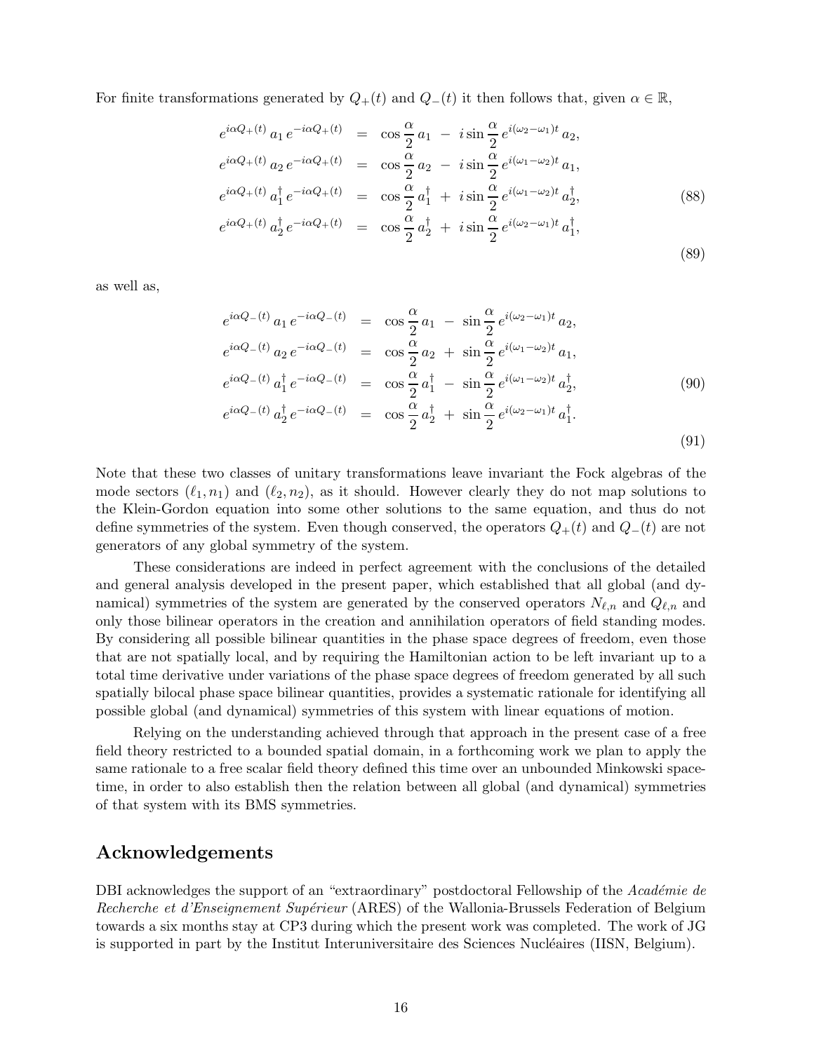For finite transformations generated by $Q_+(t)$ and $Q_-(t)$ it then follows that, given $\alpha \in \mathbb{R}$,

$$
\begin{aligned}
e^{i\alpha Q_+(t)}\, a_1\, e^{-i\alpha Q_+(t)} &= \cos\frac{\alpha}{2}\, a_1 \;-\; i\sin\frac{\alpha}{2}\, e^{i(\omega_2-\omega_1)t}\, a_2, \\
e^{i\alpha Q_+(t)}\, a_2\, e^{-i\alpha Q_+(t)} &= \cos\frac{\alpha}{2}\, a_2 \;-\; i\sin\frac{\alpha}{2}\, e^{i(\omega_1-\omega_2)t}\, a_1, \\
e^{i\alpha Q_+(t)}\, a_1^\dagger\, e^{-i\alpha Q_+(t)} &= \cos\frac{\alpha}{2}\, a_1^\dagger \;+\; i\sin\frac{\alpha}{2}\, e^{i(\omega_1-\omega_2)t}\, a_2^\dagger, \qquad (88) \\
e^{i\alpha Q_+(t)}\, a_2^\dagger\, e^{-i\alpha Q_+(t)} &= \cos\frac{\alpha}{2}\, a_2^\dagger \;+\; i\sin\frac{\alpha}{2}\, e^{i(\omega_2-\omega_1)t}\, a_1^\dagger, \qquad (89)
\end{aligned}
$$

as well as,

$$
\begin{aligned}
e^{i\alpha Q_-(t)}\, a_1\, e^{-i\alpha Q_-(t)} &= \cos\frac{\alpha}{2}\, a_1 \;-\; \sin\frac{\alpha}{2}\, e^{i(\omega_2-\omega_1)t}\, a_2, \\
e^{i\alpha Q_-(t)}\, a_2\, e^{-i\alpha Q_-(t)} &= \cos\frac{\alpha}{2}\, a_2 \;+\; \sin\frac{\alpha}{2}\, e^{i(\omega_1-\omega_2)t}\, a_1, \\
e^{i\alpha Q_-(t)}\, a_1^\dagger\, e^{-i\alpha Q_-(t)} &= \cos\frac{\alpha}{2}\, a_1^\dagger \;-\; \sin\frac{\alpha}{2}\, e^{i(\omega_1-\omega_2)t}\, a_2^\dagger, \qquad (90) \\
e^{i\alpha Q_-(t)}\, a_2^\dagger\, e^{-i\alpha Q_-(t)} &= \cos\frac{\alpha}{2}\, a_2^\dagger \;+\; \sin\frac{\alpha}{2}\, e^{i(\omega_2-\omega_1)t}\, a_1^\dagger. \qquad (91)
\end{aligned}
$$

Note that these two classes of unitary transformations leave invariant the Fock algebras of the mode sectors $(\ell_1, n_1)$ and $(\ell_2, n_2)$, as it should. However clearly they do not map solutions to the Klein-Gordon equation into some other solutions to the same equation, and thus do not define symmetries of the system. Even though conserved, the operators $Q_+(t)$ and $Q_-(t)$ are not generators of any global symmetry of the system.

These considerations are indeed in perfect agreement with the conclusions of the detailed and general analysis developed in the present paper, which established that all global (and dynamical) symmetries of the system are generated by the conserved operators $N_{\ell,n}$ and $Q_{\ell,n}$ and only those bilinear operators in the creation and annihilation operators of field standing modes. By considering all possible bilinear quantities in the phase space degrees of freedom, even those that are not spatially local, and by requiring the Hamiltonian action to be left invariant up to a total time derivative under variations of the phase space degrees of freedom generated by all such spatially bilocal phase space bilinear quantities, provides a systematic rationale for identifying all possible global (and dynamical) symmetries of this system with linear equations of motion.

Relying on the understanding achieved through that approach in the present case of a free field theory restricted to a bounded spatial domain, in a forthcoming work we plan to apply the same rationale to a free scalar field theory defined this time over an unbounded Minkowski spacetime, in order to also establish then the relation between all global (and dynamical) symmetries of that system with its BMS symmetries.

## Acknowledgements

DBI acknowledges the support of an "extraordinary" postdoctoral Fellowship of the *Académie de Recherche et d'Enseignement Supérieur* (ARES) of the Wallonia-Brussels Federation of Belgium towards a six months stay at CP3 during which the present work was completed. The work of JG is supported in part by the Institut Interuniversitaire des Sciences Nucléaires (IISN, Belgium).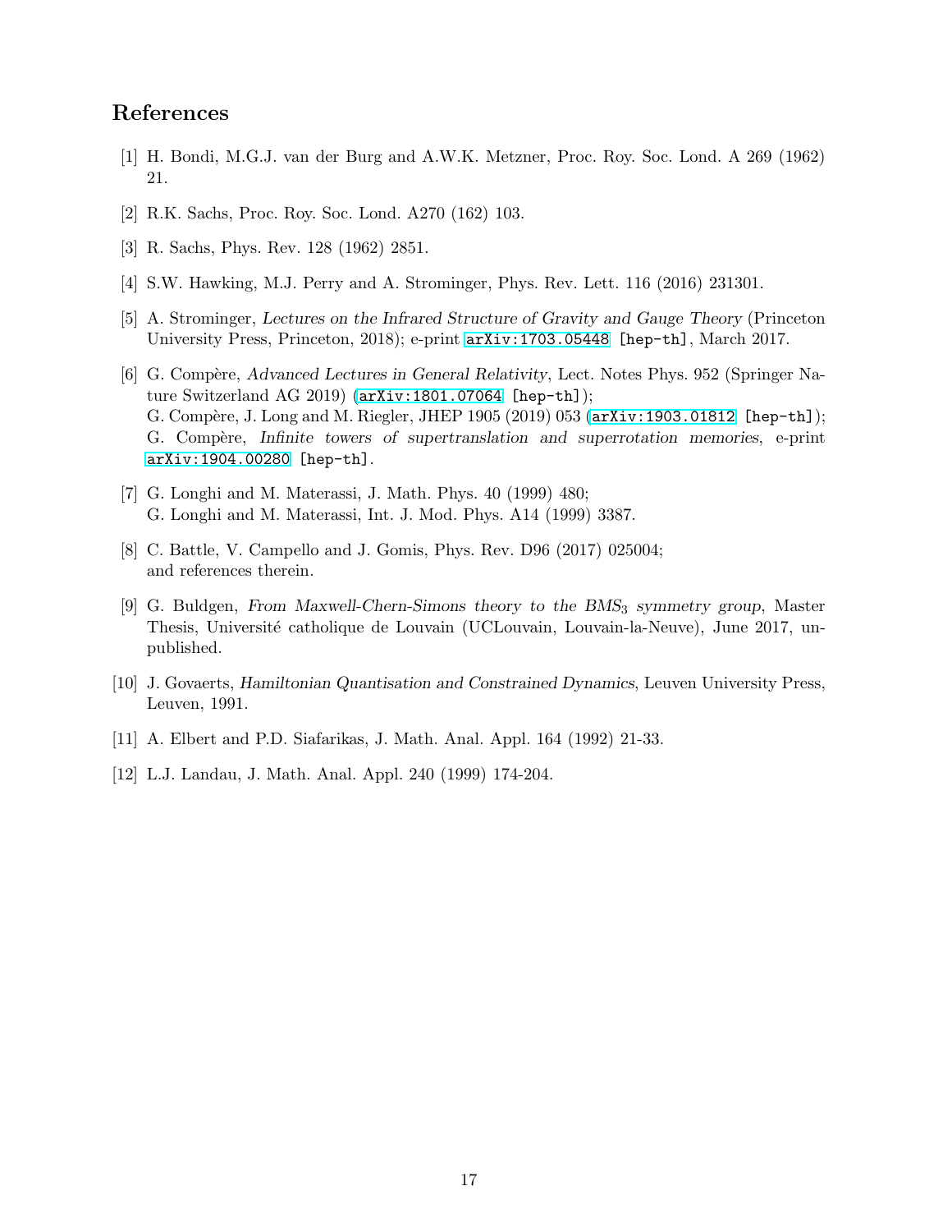## References

[1] H. Bondi, M.G.J. van der Burg and A.W.K. Metzner, Proc. Roy. Soc. Lond. A 269 (1962) 21.

[2] R.K. Sachs, Proc. Roy. Soc. Lond. A270 (162) 103.

[3] R. Sachs, Phys. Rev. 128 (1962) 2851.

[4] S.W. Hawking, M.J. Perry and A. Strominger, Phys. Rev. Lett. 116 (2016) 231301.

[5] A. Strominger, *Lectures on the Infrared Structure of Gravity and Gauge Theory* (Princeton University Press, Princeton, 2018); e-print arXiv:1703.05448 [hep-th], March 2017.

[6] G. Compère, *Advanced Lectures in General Relativity*, Lect. Notes Phys. 952 (Springer Nature Switzerland AG 2019) (arXiv:1801.07064 [hep-th]);
G. Compère, J. Long and M. Riegler, JHEP 1905 (2019) 053 (arXiv:1903.01812 [hep-th]);
G. Compère, *Infinite towers of supertranslation and superrotation memories*, e-print arXiv:1904.00280 [hep-th].

[7] G. Longhi and M. Materassi, J. Math. Phys. 40 (1999) 480;
G. Longhi and M. Materassi, Int. J. Mod. Phys. A14 (1999) 3387.

[8] C. Battle, V. Campello and J. Gomis, Phys. Rev. D96 (2017) 025004;
and references therein.

[9] G. Buldgen, *From Maxwell-Chern-Simons theory to the $BMS_3$ symmetry group*, Master Thesis, Université catholique de Louvain (UCLouvain, Louvain-la-Neuve), June 2017, unpublished.

[10] J. Govaerts, *Hamiltonian Quantisation and Constrained Dynamics*, Leuven University Press, Leuven, 1991.

[11] A. Elbert and P.D. Siafarikas, J. Math. Anal. Appl. 164 (1992) 21-33.

[12] L.J. Landau, J. Math. Anal. Appl. 240 (1999) 174-204.